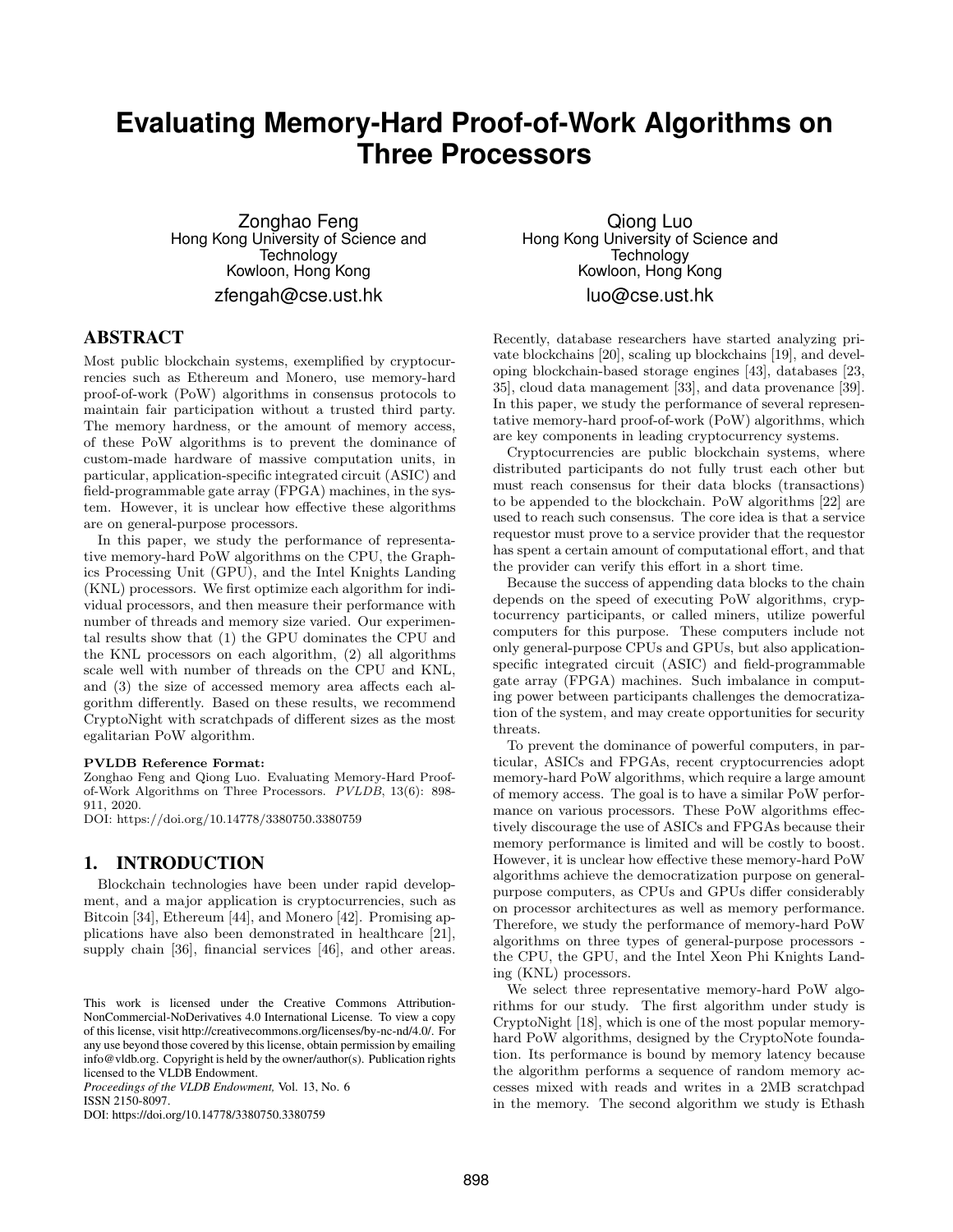# Evaluating Memory-Hard Proof-of-Work Algorithms on Three Processors

Zonghao Feng
Hong Kong University of Science and Technology
Kowloon, Hong Kong
zfengah@cse.ust.hk

Qiong Luo
Hong Kong University of Science and Technology
Kowloon, Hong Kong
luo@cse.ust.hk

## ABSTRACT

Most public blockchain systems, exemplified by cryptocurrencies such as Ethereum and Monero, use memory-hard proof-of-work (PoW) algorithms in consensus protocols to maintain fair participation without a trusted third party. The memory hardness, or the amount of memory access, of these PoW algorithms is to prevent the dominance of custom-made hardware of massive computation units, in particular, application-specific integrated circuit (ASIC) and field-programmable gate array (FPGA) machines, in the system. However, it is unclear how effective these algorithms are on general-purpose processors.

In this paper, we study the performance of representative memory-hard PoW algorithms on the CPU, the Graphics Processing Unit (GPU), and the Intel Knights Landing (KNL) processors. We first optimize each algorithm for individual processors, and then measure their performance with number of threads and memory size varied. Our experimental results show that (1) the GPU dominates the CPU and the KNL processors on each algorithm, (2) all algorithms scale well with number of threads on the CPU and KNL, and (3) the size of accessed memory area affects each algorithm differently. Based on these results, we recommend CryptoNight with scratchpads of different sizes as the most egalitarian PoW algorithm.

**PVLDB Reference Format:**
Zonghao Feng and Qiong Luo. Evaluating Memory-Hard Proof-of-Work Algorithms on Three Processors. *PVLDB*, 13(6): 898-911, 2020.
DOI: https://doi.org/10.14778/3380750.3380759

## 1. INTRODUCTION

Blockchain technologies have been under rapid development, and a major application is cryptocurrencies, such as Bitcoin [34], Ethereum [44], and Monero [42]. Promising applications have also been demonstrated in healthcare [21], supply chain [36], financial services [46], and other areas. Recently, database researchers have started analyzing private blockchains [20], scaling up blockchains [19], and developing blockchain-based storage engines [43], databases [23, 35], cloud data management [33], and data provenance [39]. In this paper, we study the performance of several representative memory-hard proof-of-work (PoW) algorithms, which are key components in leading cryptocurrency systems.

Cryptocurrencies are public blockchain systems, where distributed participants do not fully trust each other but must reach consensus for their data blocks (transactions) to be appended to the blockchain. PoW algorithms [22] are used to reach such consensus. The core idea is that a service requestor must prove to a service provider that the requestor has spent a certain amount of computational effort, and that the provider can verify this effort in a short time.

Because the success of appending data blocks to the chain depends on the speed of executing PoW algorithms, cryptocurrency participants, or called miners, utilize powerful computers for this purpose. These computers include not only general-purpose CPUs and GPUs, but also application-specific integrated circuit (ASIC) and field-programmable gate array (FPGA) machines. Such imbalance in computing power between participants challenges the democratization of the system, and may create opportunities for security threats.

To prevent the dominance of powerful computers, in particular, ASICs and FPGAs, recent cryptocurrencies adopt memory-hard PoW algorithms, which require a large amount of memory access. The goal is to have a similar PoW performance on various processors. These PoW algorithms effectively discourage the use of ASICs and FPGAs because their memory performance is limited and will be costly to boost. However, it is unclear how effective these memory-hard PoW algorithms achieve the democratization purpose on general-purpose computers, as CPUs and GPUs differ considerably on processor architectures as well as memory performance. Therefore, we study the performance of memory-hard PoW algorithms on three types of general-purpose processors - the CPU, the GPU, and the Intel Xeon Phi Knights Landing (KNL) processors.

We select three representative memory-hard PoW algorithms for our study. The first algorithm under study is CryptoNight [18], which is one of the most popular memory-hard PoW algorithms, designed by the CryptoNote foundation. Its performance is bound by memory latency because the algorithm performs a sequence of random memory accesses mixed with reads and writes in a 2MB scratchpad in the memory. The second algorithm we study is Ethash

This work is licensed under the Creative Commons Attribution-NonCommercial-NoDerivatives 4.0 International License. To view a copy of this license, visit http://creativecommons.org/licenses/by-nc-nd/4.0/. For any use beyond those covered by this license, obtain permission by emailing info@vldb.org. Copyright is held by the owner/author(s). Publication rights licensed to the VLDB Endowment.
*Proceedings of the VLDB Endowment,* Vol. 13, No. 6
ISSN 2150-8097.
DOI: https://doi.org/10.14778/3380750.3380759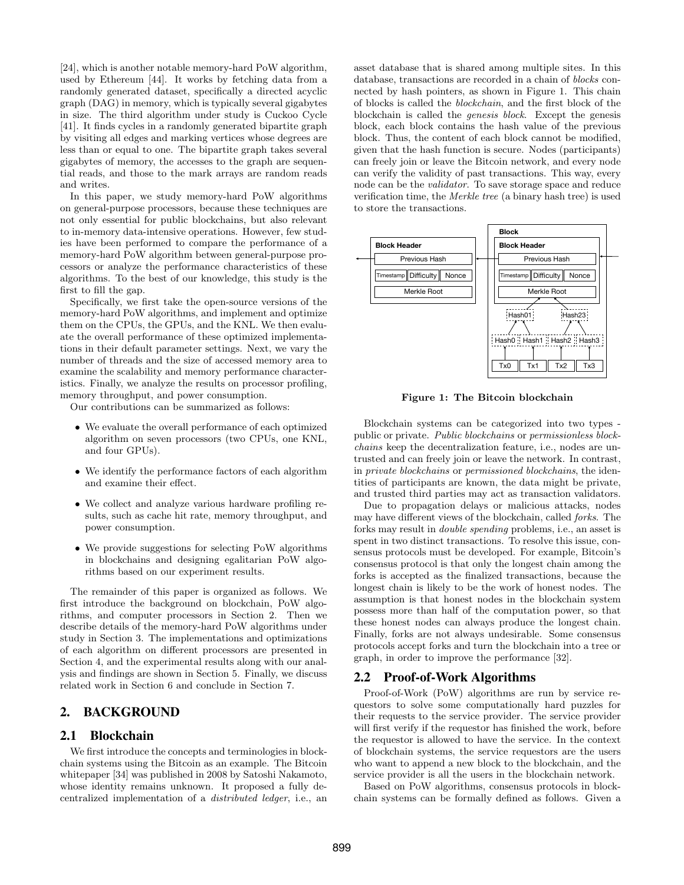[24], which is another notable memory-hard PoW algorithm, used by Ethereum [44]. It works by fetching data from a randomly generated dataset, specifically a directed acyclic graph (DAG) in memory, which is typically several gigabytes in size. The third algorithm under study is Cuckoo Cycle [41]. It finds cycles in a randomly generated bipartite graph by visiting all edges and marking vertices whose degrees are less than or equal to one. The bipartite graph takes several gigabytes of memory, the accesses to the graph are sequential reads, and those to the mark arrays are random reads and writes.

In this paper, we study memory-hard PoW algorithms on general-purpose processors, because these techniques are not only essential for public blockchains, but also relevant to in-memory data-intensive operations. However, few studies have been performed to compare the performance of a memory-hard PoW algorithm between general-purpose processors or analyze the performance characteristics of these algorithms. To the best of our knowledge, this study is the first to fill the gap.

Specifically, we first take the open-source versions of the memory-hard PoW algorithms, and implement and optimize them on the CPUs, the GPUs, and the KNL. We then evaluate the overall performance of these optimized implementations in their default parameter settings. Next, we vary the number of threads and the size of accessed memory area to examine the scalability and memory performance characteristics. Finally, we analyze the results on processor profiling, memory throughput, and power consumption.

Our contributions can be summarized as follows:

- We evaluate the overall performance of each optimized algorithm on seven processors (two CPUs, one KNL, and four GPUs).
- We identify the performance factors of each algorithm and examine their effect.
- We collect and analyze various hardware profiling results, such as cache hit rate, memory throughput, and power consumption.
- We provide suggestions for selecting PoW algorithms in blockchains and designing egalitarian PoW algorithms based on our experiment results.

The remainder of this paper is organized as follows. We first introduce the background on blockchain, PoW algorithms, and computer processors in Section 2. Then we describe details of the memory-hard PoW algorithms under study in Section 3. The implementations and optimizations of each algorithm on different processors are presented in Section 4, and the experimental results along with our analysis and findings are shown in Section 5. Finally, we discuss related work in Section 6 and conclude in Section 7.

## 2. BACKGROUND

### 2.1 Blockchain

We first introduce the concepts and terminologies in blockchain systems using the Bitcoin as an example. The Bitcoin whitepaper [34] was published in 2008 by Satoshi Nakamoto, whose identity remains unknown. It proposed a fully decentralized implementation of a *distributed ledger*, i.e., an asset database that is shared among multiple sites. In this database, transactions are recorded in a chain of *blocks* connected by hash pointers, as shown in Figure 1. This chain of blocks is called the *blockchain*, and the first block of the blockchain is called the *genesis block*. Except the genesis block, each block contains the hash value of the previous block. Thus, the content of each block cannot be modified, given that the hash function is secure. Nodes (participants) can freely join or leave the Bitcoin network, and every node can verify the validity of past transactions. This way, every node can be the *validator*. To save storage space and reduce verification time, the *Merkle tree* (a binary hash tree) is used to store the transactions.

**Figure 1: The Bitcoin blockchain**

Blockchain systems can be categorized into two types - public or private. *Public blockchains* or *permissionless blockchains* keep the decentralization feature, i.e., nodes are untrusted and can freely join or leave the network. In contrast, in *private blockchains* or *permissioned blockchains*, the identities of participants are known, the data might be private, and trusted third parties may act as transaction validators.

Due to propagation delays or malicious attacks, nodes may have different views of the blockchain, called *forks*. The forks may result in *double spending* problems, i.e., an asset is spent in two distinct transactions. To resolve this issue, consensus protocols must be developed. For example, Bitcoin's consensus protocol is that only the longest chain among the forks is accepted as the finalized transactions, because the longest chain is likely to be the work of honest nodes. The assumption is that honest nodes in the blockchain system possess more than half of the computation power, so that these honest nodes can always produce the longest chain. Finally, forks are not always undesirable. Some consensus protocols accept forks and turn the blockchain into a tree or graph, in order to improve the performance [32].

### 2.2 Proof-of-Work Algorithms

Proof-of-Work (PoW) algorithms are run by service requestors to solve some computationally hard puzzles for their requests to the service provider. The service provider will first verify if the requestor has finished the work, before the requestor is allowed to have the service. In the context of blockchain systems, the service requestors are the users who want to append a new block to the blockchain, and the service provider is all the users in the blockchain network.

Based on PoW algorithms, consensus protocols in blockchain systems can be formally defined as follows. Given a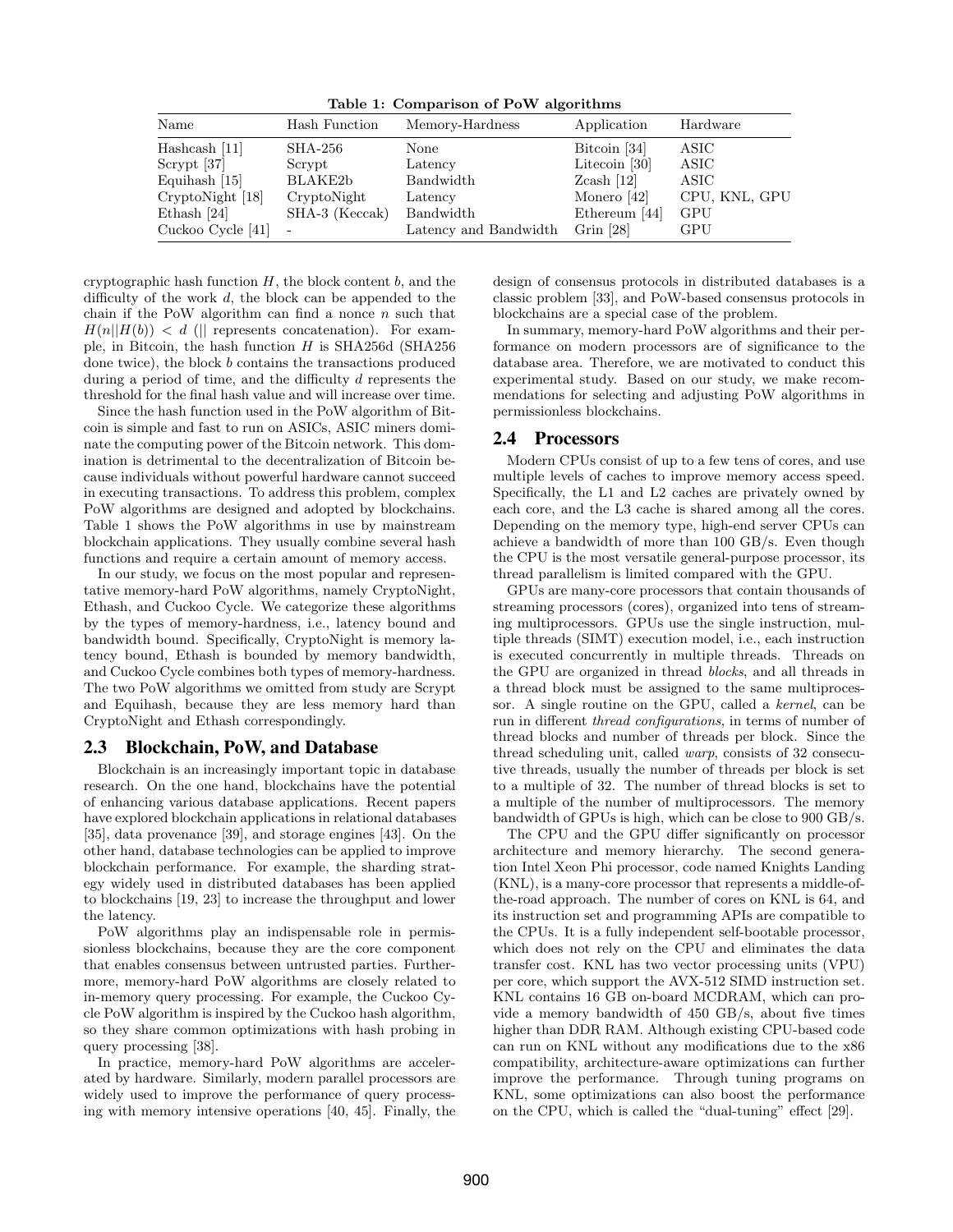**Table 1: Comparison of PoW algorithms**

| Name | Hash Function | Memory-Hardness | Application | Hardware |
|---|---|---|---|---|
| Hashcash [11] | SHA-256 | None | Bitcoin [34] | ASIC |
| Scrypt [37] | Scrypt | Latency | Litecoin [30] | ASIC |
| Equihash [15] | BLAKE2b | Bandwidth | Zcash [12] | ASIC |
| CryptoNight [18] | CryptoNight | Latency | Monero [42] | CPU, KNL, GPU |
| Ethash [24] | SHA-3 (Keccak) | Bandwidth | Ethereum [44] | GPU |
| Cuckoo Cycle [41] | - | Latency and Bandwidth | Grin [28] | GPU |

cryptographic hash function $H$, the block content $b$, and the difficulty of the work $d$, the block can be appended to the chain if the PoW algorithm can find a nonce $n$ such that $H(n||H(b)) < d$ ($||$ represents concatenation). For example, in Bitcoin, the hash function $H$ is SHA256d (SHA256 done twice), the block $b$ contains the transactions produced during a period of time, and the difficulty $d$ represents the threshold for the final hash value and will increase over time.

Since the hash function used in the PoW algorithm of Bitcoin is simple and fast to run on ASICs, ASIC miners dominate the computing power of the Bitcoin network. This domination is detrimental to the decentralization of Bitcoin because individuals without powerful hardware cannot succeed in executing transactions. To address this problem, complex PoW algorithms are designed and adopted by blockchains. Table 1 shows the PoW algorithms in use by mainstream blockchain applications. They usually combine several hash functions and require a certain amount of memory access.

In our study, we focus on the most popular and representative memory-hard PoW algorithms, namely CryptoNight, Ethash, and Cuckoo Cycle. We categorize these algorithms by the types of memory-hardness, i.e., latency bound and bandwidth bound. Specifically, CryptoNight is memory latency bound, Ethash is bounded by memory bandwidth, and Cuckoo Cycle combines both types of memory-hardness. The two PoW algorithms we omitted from study are Scrypt and Equihash, because they are less memory hard than CryptoNight and Ethash correspondingly.

## 2.3 Blockchain, PoW, and Database

Blockchain is an increasingly important topic in database research. On the one hand, blockchains have the potential of enhancing various database applications. Recent papers have explored blockchain applications in relational databases [35], data provenance [39], and storage engines [43]. On the other hand, database technologies can be applied to improve blockchain performance. For example, the sharding strategy widely used in distributed databases has been applied to blockchains [19, 23] to increase the throughput and lower the latency.

PoW algorithms play an indispensable role in permissionless blockchains, because they are the core component that enables consensus between untrusted parties. Furthermore, memory-hard PoW algorithms are closely related to in-memory query processing. For example, the Cuckoo Cycle PoW algorithm is inspired by the Cuckoo hash algorithm, so they share common optimizations with hash probing in query processing [38].

In practice, memory-hard PoW algorithms are accelerated by hardware. Similarly, modern parallel processors are widely used to improve the performance of query processing with memory intensive operations [40, 45]. Finally, the design of consensus protocols in distributed databases is a classic problem [33], and PoW-based consensus protocols in blockchains are a special case of the problem.

In summary, memory-hard PoW algorithms and their performance on modern processors are of significance to the database area. Therefore, we are motivated to conduct this experimental study. Based on our study, we make recommendations for selecting and adjusting PoW algorithms in permissionless blockchains.

## 2.4 Processors

Modern CPUs consist of up to a few tens of cores, and use multiple levels of caches to improve memory access speed. Specifically, the L1 and L2 caches are privately owned by each core, and the L3 cache is shared among all the cores. Depending on the memory type, high-end server CPUs can achieve a bandwidth of more than 100 GB/s. Even though the CPU is the most versatile general-purpose processor, its thread parallelism is limited compared with the GPU.

GPUs are many-core processors that contain thousands of streaming processors (cores), organized into tens of streaming multiprocessors. GPUs use the single instruction, multiple threads (SIMT) execution model, i.e., each instruction is executed concurrently in multiple threads. Threads on the GPU are organized in thread *blocks*, and all threads in a thread block must be assigned to the same multiprocessor. A single routine on the GPU, called a *kernel*, can be run in different *thread configurations*, in terms of number of thread blocks and number of threads per block. Since the thread scheduling unit, called *warp*, consists of 32 consecutive threads, usually the number of threads per block is set to a multiple of 32. The number of thread blocks is set to a multiple of the number of multiprocessors. The memory bandwidth of GPUs is high, which can be close to 900 GB/s.

The CPU and the GPU differ significantly on processor architecture and memory hierarchy. The second generation Intel Xeon Phi processor, code named Knights Landing (KNL), is a many-core processor that represents a middle-of-the-road approach. The number of cores on KNL is 64, and its instruction set and programming APIs are compatible to the CPUs. It is a fully independent self-bootable processor, which does not rely on the CPU and eliminates the data transfer cost. KNL has two vector processing units (VPU) per core, which support the AVX-512 SIMD instruction set. KNL contains 16 GB on-board MCDRAM, which can provide a memory bandwidth of 450 GB/s, about five times higher than DDR RAM. Although existing CPU-based code can run on KNL without any modifications due to the x86 compatibility, architecture-aware optimizations can further improve the performance. Through tuning programs on KNL, some optimizations can also boost the performance on the CPU, which is called the "dual-tuning" effect [29].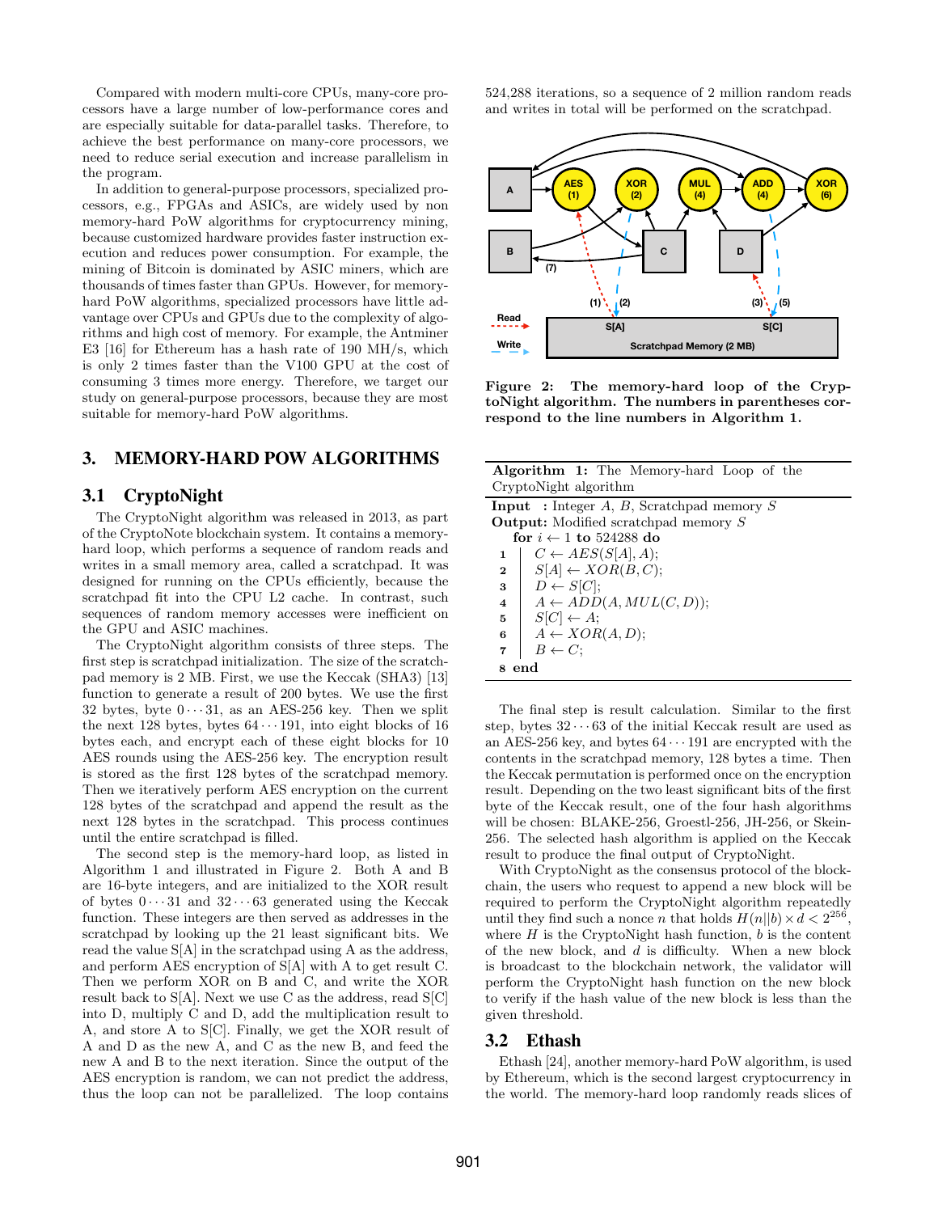Compared with modern multi-core CPUs, many-core processors have a large number of low-performance cores and are especially suitable for data-parallel tasks. Therefore, to achieve the best performance on many-core processors, we need to reduce serial execution and increase parallelism in the program.

In addition to general-purpose processors, specialized processors, e.g., FPGAs and ASICs, are widely used by non memory-hard PoW algorithms for cryptocurrency mining, because customized hardware provides faster instruction execution and reduces power consumption. For example, the mining of Bitcoin is dominated by ASIC miners, which are thousands of times faster than GPUs. However, for memory-hard PoW algorithms, specialized processors have little advantage over CPUs and GPUs due to the complexity of algorithms and high cost of memory. For example, the Antminer E3 [16] for Ethereum has a hash rate of 190 MH/s, which is only 2 times faster than the V100 GPU at the cost of consuming 3 times more energy. Therefore, we target our study on general-purpose processors, because they are most suitable for memory-hard PoW algorithms.

## 3. MEMORY-HARD POW ALGORITHMS

### 3.1 CryptoNight

The CryptoNight algorithm was released in 2013, as part of the CryptoNote blockchain system. It contains a memory-hard loop, which performs a sequence of random reads and writes in a small memory area, called a scratchpad. It was designed for running on the CPUs efficiently, because the scratchpad fit into the CPU L2 cache. In contrast, such sequences of random memory accesses were inefficient on the GPU and ASIC machines.

The CryptoNight algorithm consists of three steps. The first step is scratchpad initialization. The size of the scratchpad memory is 2 MB. First, we use the Keccak (SHA3) [13] function to generate a result of 200 bytes. We use the first 32 bytes, byte $0 \cdots 31$, as an AES-256 key. Then we split the next 128 bytes, bytes $64 \cdots 191$, into eight blocks of 16 bytes each, and encrypt each of these eight blocks for 10 AES rounds using the AES-256 key. The encryption result is stored as the first 128 bytes of the scratchpad memory. Then we iteratively perform AES encryption on the current 128 bytes of the scratchpad and append the result as the next 128 bytes in the scratchpad. This process continues until the entire scratchpad is filled.

The second step is the memory-hard loop, as listed in Algorithm 1 and illustrated in Figure 2. Both A and B are 16-byte integers, and are initialized to the XOR result of bytes $0 \cdots 31$ and $32 \cdots 63$ generated using the Keccak function. These integers are then served as addresses in the scratchpad by looking up the 21 least significant bits. We read the value S[A] in the scratchpad using A as the address, and perform AES encryption of S[A] with A to get result C. Then we perform XOR on B and C, and write the XOR result back to S[A]. Next we use C as the address, read S[C] into D, multiply C and D, add the multiplication result to A, and store A to S[C]. Finally, we get the XOR result of A and D as the new A, and C as the new B, and feed the new A and B to the next iteration. Since the output of the AES encryption is random, we can not predict the address, thus the loop can not be parallelized. The loop contains 524,288 iterations, so a sequence of 2 million random reads and writes in total will be performed on the scratchpad.

**Figure 2: The memory-hard loop of the CryptoNight algorithm. The numbers in parentheses correspond to the line numbers in Algorithm 1.**

**Algorithm 1:** The Memory-hard Loop of the CryptoNight algorithm

```
Input : Integer A, B, Scratchpad memory S
Output: Modified scratchpad memory S
  for i ← 1 to 524288 do
1     C ← AES(S[A], A);
2     S[A] ← XOR(B, C);
3     D ← S[C];
4     A ← ADD(A, MUL(C, D));
5     S[C] ← A;
6     A ← XOR(A, D);
7     B ← C;
8 end
```

The final step is result calculation. Similar to the first step, bytes $32 \cdots 63$ of the initial Keccak result are used as an AES-256 key, and bytes $64 \cdots 191$ are encrypted with the contents in the scratchpad memory, 128 bytes a time. Then the Keccak permutation is performed once on the encryption result. Depending on the two least significant bits of the first byte of the Keccak result, one of the four hash algorithms will be chosen: BLAKE-256, Groestl-256, JH-256, or Skein-256. The selected hash algorithm is applied on the Keccak result to produce the final output of CryptoNight.

With CryptoNight as the consensus protocol of the blockchain, the users who request to append a new block will be required to perform the CryptoNight algorithm repeatedly until they find such a nonce $n$ that holds $H(n||b) \times d < 2^{256}$, where $H$ is the CryptoNight hash function, $b$ is the content of the new block, and $d$ is difficulty. When a new block is broadcast to the blockchain network, the validator will perform the CryptoNight hash function on the new block to verify if the hash value of the new block is less than the given threshold.

### 3.2 Ethash

Ethash [24], another memory-hard PoW algorithm, is used by Ethereum, which is the second largest cryptocurrency in the world. The memory-hard loop randomly reads slices of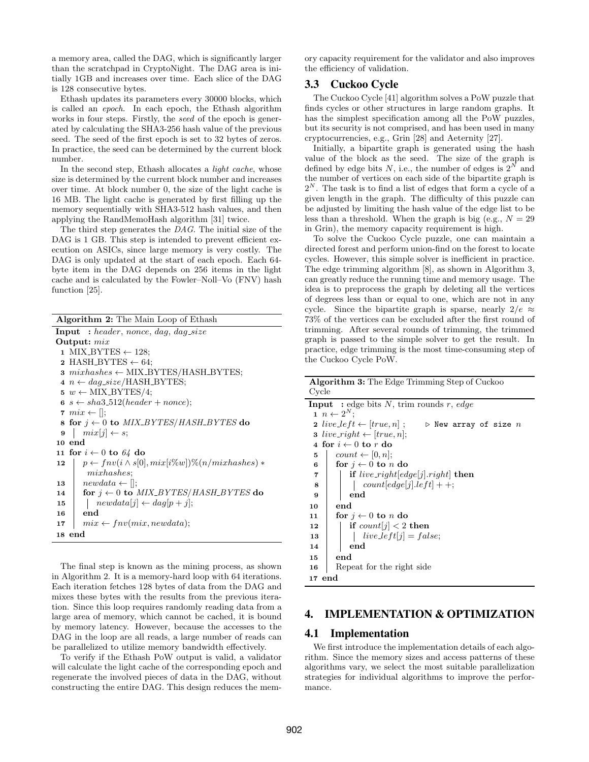a memory area, called the DAG, which is significantly larger than the scratchpad in CryptoNight. The DAG area is initially 1GB and increases over time. Each slice of the DAG is 128 consecutive bytes.

Ethash updates its parameters every 30000 blocks, which is called an *epoch*. In each epoch, the Ethash algorithm works in four steps. Firstly, the *seed* of the epoch is generated by calculating the SHA3-256 hash value of the previous seed. The seed of the first epoch is set to 32 bytes of zeros. In practice, the seed can be determined by the current block number.

In the second step, Ethash allocates a *light cache*, whose size is determined by the current block number and increases over time. At block number 0, the size of the light cache is 16 MB. The light cache is generated by first filling up the memory sequentially with SHA3-512 hash values, and then applying the RandMemoHash algorithm [31] twice.

The third step generates the *DAG*. The initial size of the DAG is 1 GB. This step is intended to prevent efficient execution on ASICs, since large memory is very costly. The DAG is only updated at the start of each epoch. Each 64-byte item in the DAG depends on 256 items in the light cache and is calculated by the Fowler–Noll–Vo (FNV) hash function [25].

**Algorithm 2:** The Main Loop of Ethash

```
Input  : header, nonce, dag, dag_size
Output: mix
1  MIX_BYTES ← 128;
2  HASH_BYTES ← 64;
3  mixhashes ← MIX_BYTES/HASH_BYTES;
4  n ← dag_size/HASH_BYTES;
5  w ← MIX_BYTES/4;
6  s ← sha3_512(header + nonce);
7  mix ← [];
8  for j ← 0 to MIX_BYTES/HASH_BYTES do
9  |   mix[j] ← s;
10 end
11 for i ← 0 to 64 do
12 |   p ← fnv(i ∧ s[0], mix[i%w])%(n/mixhashes) ∗
   |       mixhashes;
13 |   newdata ← [];
14 |   for j ← 0 to MIX_BYTES/HASH_BYTES do
15 |   |   newdata[j] ← dag[p + j];
16 |   end
17 |   mix ← fnv(mix, newdata);
18 end
```

The final step is known as the mining process, as shown in Algorithm 2. It is a memory-hard loop with 64 iterations. Each iteration fetches 128 bytes of data from the DAG and mixes these bytes with the results from the previous iteration. Since this loop requires randomly reading data from a large area of memory, which cannot be cached, it is bound by memory latency. However, because the accesses to the DAG in the loop are all reads, a large number of reads can be parallelized to utilize memory bandwidth effectively.

To verify if the Ethash PoW output is valid, a validator will calculate the light cache of the corresponding epoch and regenerate the involved pieces of data in the DAG, without constructing the entire DAG. This design reduces the memory capacity requirement for the validator and also improves the efficiency of validation.

## 3.3 Cuckoo Cycle

The Cuckoo Cycle [41] algorithm solves a PoW puzzle that finds cycles or other structures in large random graphs. It has the simplest specification among all the PoW puzzles, but its security is not comprised, and has been used in many cryptocurrencies, e.g., Grin [28] and Aeternity [27].

Initially, a bipartite graph is generated using the hash value of the block as the seed. The size of the graph is defined by edge bits $N$, i.e., the number of edges is $2^N$ and the number of vertices on each side of the bipartite graph is $2^N$. The task is to find a list of edges that form a cycle of a given length in the graph. The difficulty of this puzzle can be adjusted by limiting the hash value of the edge list to be less than a threshold. When the graph is big (e.g., $N = 29$ in Grin), the memory capacity requirement is high.

To solve the Cuckoo Cycle puzzle, one can maintain a directed forest and perform union-find on the forest to locate cycles. However, this simple solver is inefficient in practice. The edge trimming algorithm [8], as shown in Algorithm 3, can greatly reduce the running time and memory usage. The idea is to preprocess the graph by deleting all the vertices of degrees less than or equal to one, which are not in any cycle. Since the bipartite graph is sparse, nearly $2/e \approx 73\%$ of the vertices can be excluded after the first round of trimming. After several rounds of trimming, the trimmed graph is passed to the simple solver to get the result. In practice, edge trimming is the most time-consuming step of the Cuckoo Cycle PoW.

**Algorithm 3:** The Edge Trimming Step of Cuckoo Cycle

```
Input  : edge bits N, trim rounds r, edge
1  n ← 2^N;
2  live_left ← [true, n] ;      ▷ New array of size n
3  live_right ← [true, n];
4  for i ← 0 to r do
5  |   count ← [0, n];
6  |   for j ← 0 to n do
7  |   |   if live_right[edge[j].right] then
8  |   |   |   count[edge[j].left] + +;
9  |   |   end
10 |   end
11 |   for j ← 0 to n do
12 |   |   if count[j] < 2 then
13 |   |   |   live_left[j] = false;
14 |   |   end
15 |   end
16 |   Repeat for the right side
17 end
```

# 4. IMPLEMENTATION & OPTIMIZATION

## 4.1 Implementation

We first introduce the implementation details of each algorithm. Since the memory sizes and access patterns of these algorithms vary, we select the most suitable parallelization strategies for individual algorithms to improve the performance.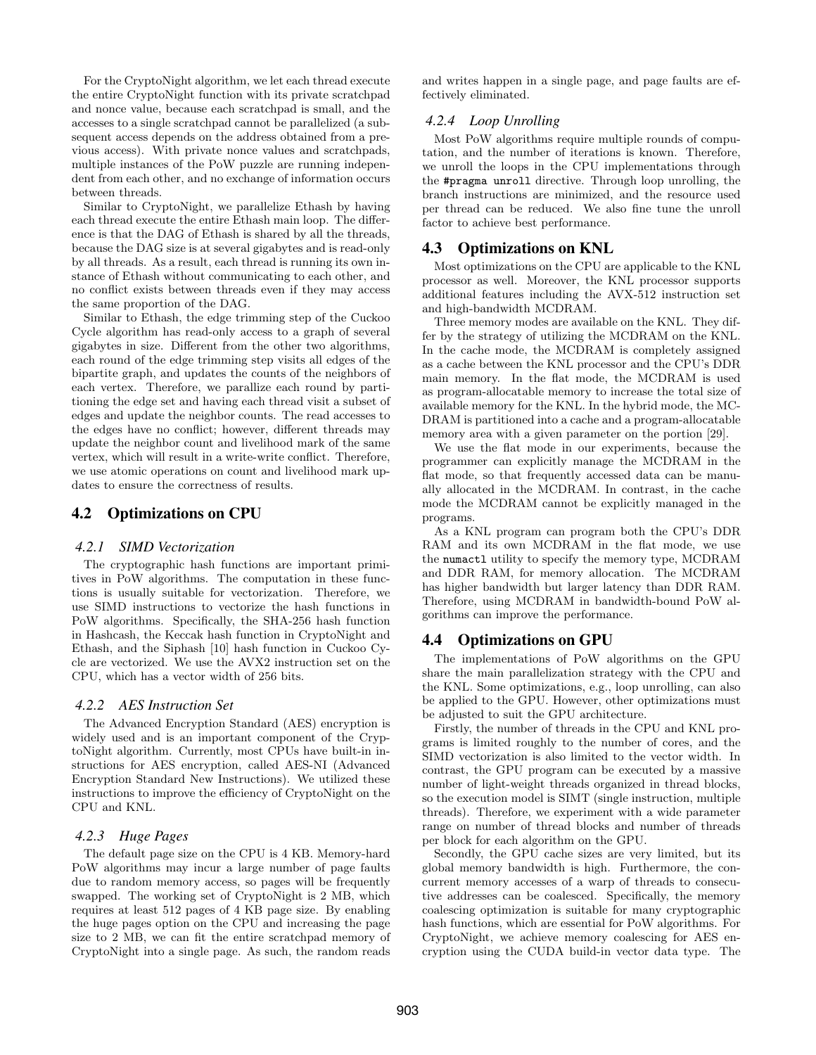For the CryptoNight algorithm, we let each thread execute the entire CryptoNight function with its private scratchpad and nonce value, because each scratchpad is small, and the accesses to a single scratchpad cannot be parallelized (a subsequent access depends on the address obtained from a previous access). With private nonce values and scratchpads, multiple instances of the PoW puzzle are running independent from each other, and no exchange of information occurs between threads.

Similar to CryptoNight, we parallelize Ethash by having each thread execute the entire Ethash main loop. The difference is that the DAG of Ethash is shared by all the threads, because the DAG size is at several gigabytes and is read-only by all threads. As a result, each thread is running its own instance of Ethash without communicating to each other, and no conflict exists between threads even if they may access the same proportion of the DAG.

Similar to Ethash, the edge trimming step of the Cuckoo Cycle algorithm has read-only access to a graph of several gigabytes in size. Different from the other two algorithms, each round of the edge trimming step visits all edges of the bipartite graph, and updates the counts of the neighbors of each vertex. Therefore, we parallize each round by partitioning the edge set and having each thread visit a subset of edges and update the neighbor counts. The read accesses to the edges have no conflict; however, different threads may update the neighbor count and livelihood mark of the same vertex, which will result in a write-write conflict. Therefore, we use atomic operations on count and livelihood mark updates to ensure the correctness of results.

## 4.2 Optimizations on CPU

### 4.2.1 SIMD Vectorization

The cryptographic hash functions are important primitives in PoW algorithms. The computation in these functions is usually suitable for vectorization. Therefore, we use SIMD instructions to vectorize the hash functions in PoW algorithms. Specifically, the SHA-256 hash function in Hashcash, the Keccak hash function in CryptoNight and Ethash, and the Siphash [10] hash function in Cuckoo Cycle are vectorized. We use the AVX2 instruction set on the CPU, which has a vector width of 256 bits.

### 4.2.2 AES Instruction Set

The Advanced Encryption Standard (AES) encryption is widely used and is an important component of the CryptoNight algorithm. Currently, most CPUs have built-in instructions for AES encryption, called AES-NI (Advanced Encryption Standard New Instructions). We utilized these instructions to improve the efficiency of CryptoNight on the CPU and KNL.

### 4.2.3 Huge Pages

The default page size on the CPU is 4 KB. Memory-hard PoW algorithms may incur a large number of page faults due to random memory access, so pages will be frequently swapped. The working set of CryptoNight is 2 MB, which requires at least 512 pages of 4 KB page size. By enabling the huge pages option on the CPU and increasing the page size to 2 MB, we can fit the entire scratchpad memory of CryptoNight into a single page. As such, the random reads and writes happen in a single page, and page faults are effectively eliminated.

### 4.2.4 Loop Unrolling

Most PoW algorithms require multiple rounds of computation, and the number of iterations is known. Therefore, we unroll the loops in the CPU implementations through the `#pragma unroll` directive. Through loop unrolling, the branch instructions are minimized, and the resource used per thread can be reduced. We also fine tune the unroll factor to achieve best performance.

## 4.3 Optimizations on KNL

Most optimizations on the CPU are applicable to the KNL processor as well. Moreover, the KNL processor supports additional features including the AVX-512 instruction set and high-bandwidth MCDRAM.

Three memory modes are available on the KNL. They differ by the strategy of utilizing the MCDRAM on the KNL. In the cache mode, the MCDRAM is completely assigned as a cache between the KNL processor and the CPU's DDR main memory. In the flat mode, the MCDRAM is used as program-allocatable memory to increase the total size of available memory for the KNL. In the hybrid mode, the MCDRAM is partitioned into a cache and a program-allocatable memory area with a given parameter on the portion [29].

We use the flat mode in our experiments, because the programmer can explicitly manage the MCDRAM in the flat mode, so that frequently accessed data can be manually allocated in the MCDRAM. In contrast, in the cache mode the MCDRAM cannot be explicitly managed in the programs.

As a KNL program can program both the CPU's DDR RAM and its own MCDRAM in the flat mode, we use the `numactl` utility to specify the memory type, MCDRAM and DDR RAM, for memory allocation. The MCDRAM has higher bandwidth but larger latency than DDR RAM. Therefore, using MCDRAM in bandwidth-bound PoW algorithms can improve the performance.

## 4.4 Optimizations on GPU

The implementations of PoW algorithms on the GPU share the main parallelization strategy with the CPU and the KNL. Some optimizations, e.g., loop unrolling, can also be applied to the GPU. However, other optimizations must be adjusted to suit the GPU architecture.

Firstly, the number of threads in the CPU and KNL programs is limited roughly to the number of cores, and the SIMD vectorization is also limited to the vector width. In contrast, the GPU program can be executed by a massive number of light-weight threads organized in thread blocks, so the execution model is SIMT (single instruction, multiple threads). Therefore, we experiment with a wide parameter range on number of thread blocks and number of threads per block for each algorithm on the GPU.

Secondly, the GPU cache sizes are very limited, but its global memory bandwidth is high. Furthermore, the concurrent memory accesses of a warp of threads to consecutive addresses can be coalesced. Specifically, the memory coalescing optimization is suitable for many cryptographic hash functions, which are essential for PoW algorithms. For CryptoNight, we achieve memory coalescing for AES encryption using the CUDA build-in vector data type. The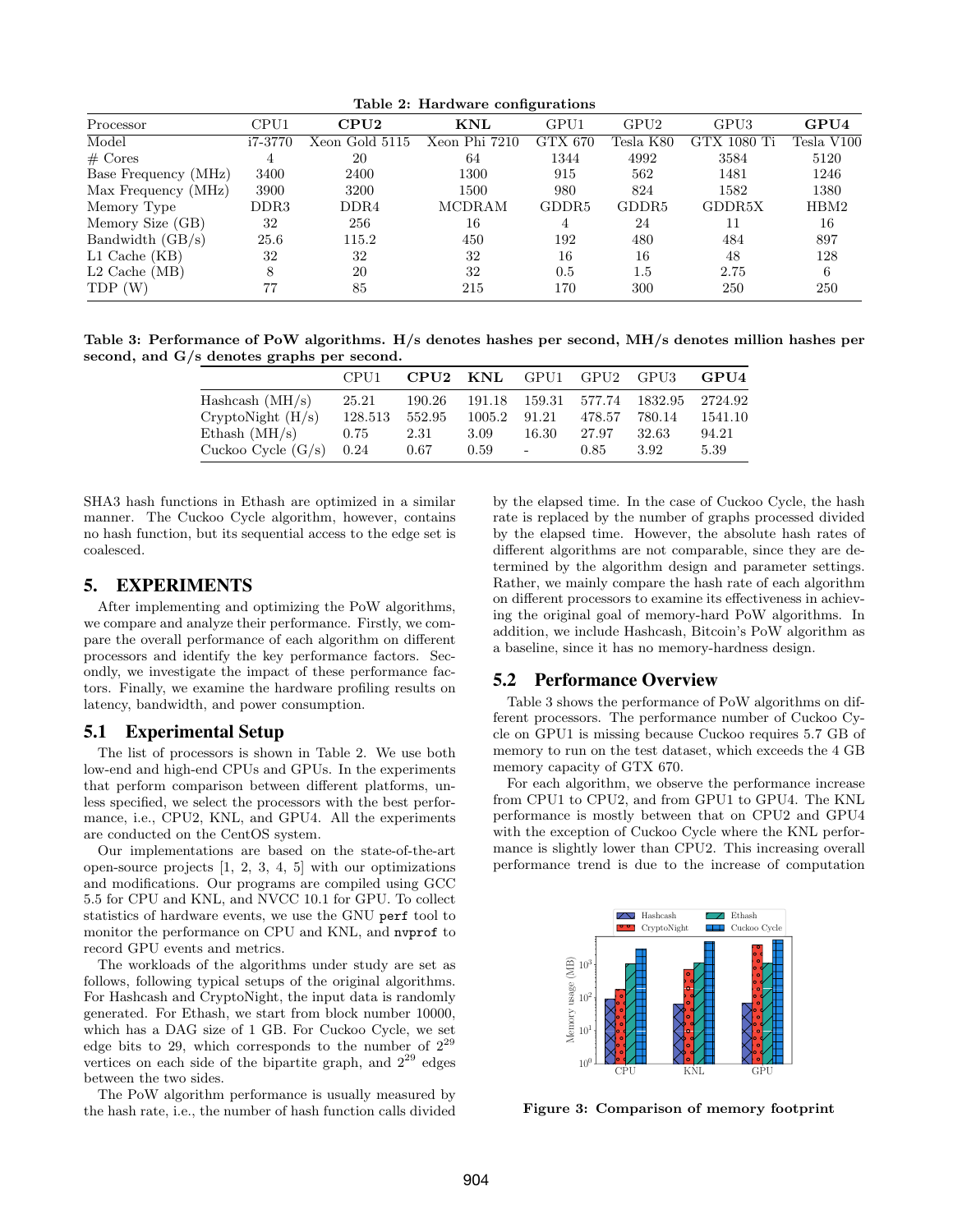Table 2: Hardware configurations

| Processor | CPU1 | **CPU2** | **KNL** | GPU1 | GPU2 | GPU3 | **GPU4** |
|---|---|---|---|---|---|---|---|
| Model | i7-3770 | Xeon Gold 5115 | Xeon Phi 7210 | GTX 670 | Tesla K80 | GTX 1080 Ti | Tesla V100 |
| # Cores | 4 | 20 | 64 | 1344 | 4992 | 3584 | 5120 |
| Base Frequency (MHz) | 3400 | 2400 | 1300 | 915 | 562 | 1481 | 1246 |
| Max Frequency (MHz) | 3900 | 3200 | 1500 | 980 | 824 | 1582 | 1380 |
| Memory Type | DDR3 | DDR4 | MCDRAM | GDDR5 | GDDR5 | GDDR5X | HBM2 |
| Memory Size (GB) | 32 | 256 | 16 | 4 | 24 | 11 | 16 |
| Bandwidth (GB/s) | 25.6 | 115.2 | 450 | 192 | 480 | 484 | 897 |
| L1 Cache (KB) | 32 | 32 | 32 | 16 | 16 | 48 | 128 |
| L2 Cache (MB) | 8 | 20 | 32 | 0.5 | 1.5 | 2.75 | 6 |
| TDP (W) | 77 | 85 | 215 | 170 | 300 | 250 | 250 |

Table 3: Performance of PoW algorithms. H/s denotes hashes per second, MH/s denotes million hashes per second, and G/s denotes graphs per second.

| | CPU1 | **CPU2** | **KNL** | GPU1 | GPU2 | GPU3 | **GPU4** |
|---|---|---|---|---|---|---|---|
| Hashcash (MH/s) | 25.21 | 190.26 | 191.18 | 159.31 | 577.74 | 1832.95 | 2724.92 |
| CryptoNight (H/s) | 128.513 | 552.95 | 1005.2 | 91.21 | 478.57 | 780.14 | 1541.10 |
| Ethash (MH/s) | 0.75 | 2.31 | 3.09 | 16.30 | 27.97 | 32.63 | 94.21 |
| Cuckoo Cycle (G/s) | 0.24 | 0.67 | 0.59 | - | 0.85 | 3.92 | 5.39 |

SHA3 hash functions in Ethash are optimized in a similar manner. The Cuckoo Cycle algorithm, however, contains no hash function, but its sequential access to the edge set is coalesced.

# 5. EXPERIMENTS

After implementing and optimizing the PoW algorithms, we compare and analyze their performance. Firstly, we compare the overall performance of each algorithm on different processors and identify the key performance factors. Secondly, we investigate the impact of these performance factors. Finally, we examine the hardware profiling results on latency, bandwidth, and power consumption.

## 5.1 Experimental Setup

The list of processors is shown in Table 2. We use both low-end and high-end CPUs and GPUs. In the experiments that perform comparison between different platforms, unless specified, we select the processors with the best performance, i.e., CPU2, KNL, and GPU4. All the experiments are conducted on the CentOS system.

Our implementations are based on the state-of-the-art open-source projects [1, 2, 3, 4, 5] with our optimizations and modifications. Our programs are compiled using GCC 5.5 for CPU and KNL, and NVCC 10.1 for GPU. To collect statistics of hardware events, we use the GNU `perf` tool to monitor the performance on CPU and KNL, and `nvprof` to record GPU events and metrics.

The workloads of the algorithms under study are set as follows, following typical setups of the original algorithms. For Hashcash and CryptoNight, the input data is randomly generated. For Ethash, we start from block number 10000, which has a DAG size of 1 GB. For Cuckoo Cycle, we set edge bits to 29, which corresponds to the number of $2^{29}$ vertices on each side of the bipartite graph, and $2^{29}$ edges between the two sides.

The PoW algorithm performance is usually measured by the hash rate, i.e., the number of hash function calls divided by the elapsed time. In the case of Cuckoo Cycle, the hash rate is replaced by the number of graphs processed divided by the elapsed time. However, the absolute hash rates of different algorithms are not comparable, since they are determined by the algorithm design and parameter settings. Rather, we mainly compare the hash rate of each algorithm on different processors to examine its effectiveness in achieving the original goal of memory-hard PoW algorithms. In addition, we include Hashcash, Bitcoin's PoW algorithm as a baseline, since it has no memory-hardness design.

## 5.2 Performance Overview

Table 3 shows the performance of PoW algorithms on different processors. The performance number of Cuckoo Cycle on GPU1 is missing because Cuckoo requires 5.7 GB of memory to run on the test dataset, which exceeds the 4 GB memory capacity of GTX 670.

For each algorithm, we observe the performance increase from CPU1 to CPU2, and from GPU1 to GPU4. The KNL performance is mostly between that on CPU2 and GPU4 with the exception of Cuckoo Cycle where the KNL performance is slightly lower than CPU2. This increasing overall performance trend is due to the increase of computation

Figure 3: Comparison of memory footprint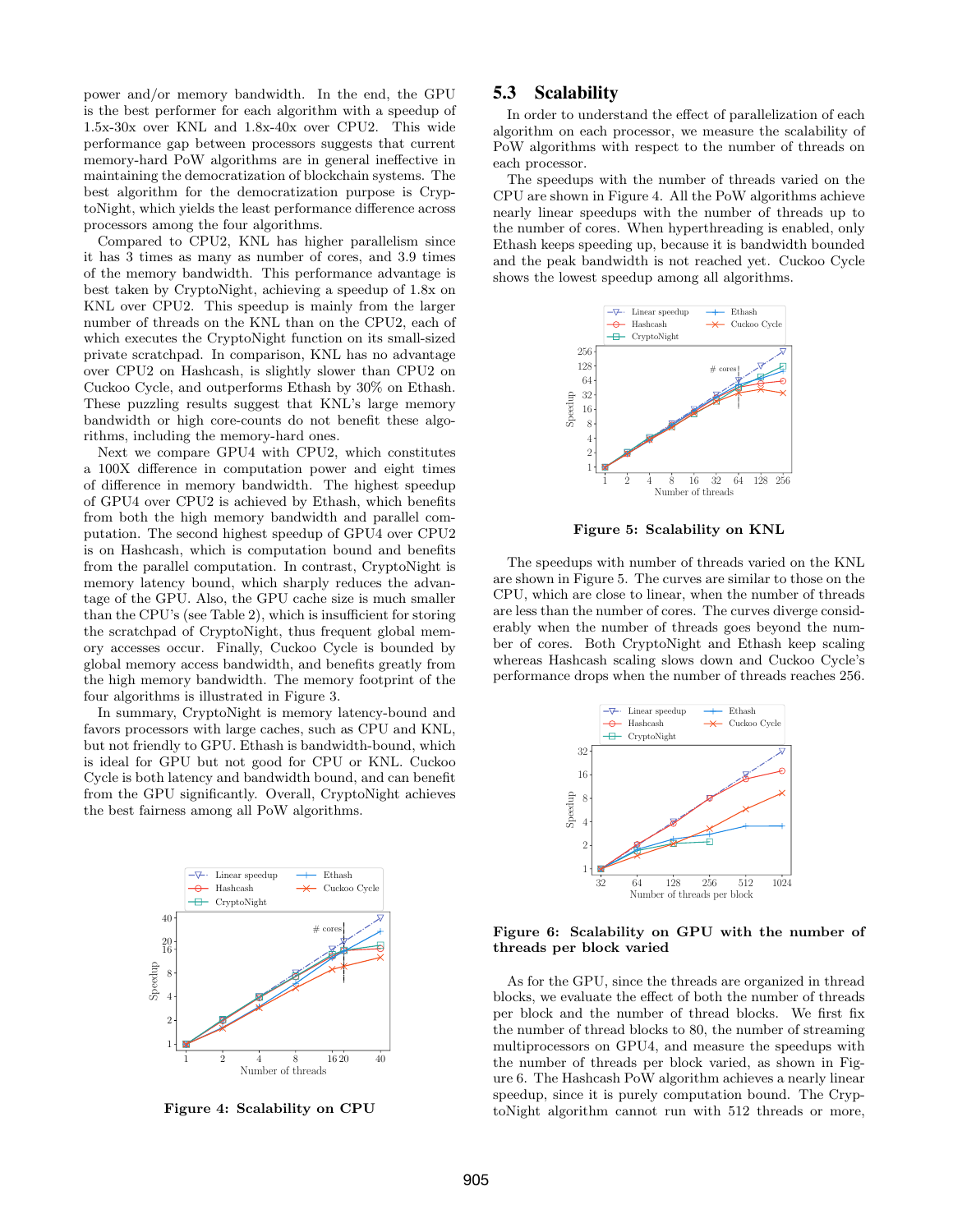power and/or memory bandwidth. In the end, the GPU is the best performer for each algorithm with a speedup of 1.5x-30x over KNL and 1.8x-40x over CPU2. This wide performance gap between processors suggests that current memory-hard PoW algorithms are in general ineffective in maintaining the democratization of blockchain systems. The best algorithm for the democratization purpose is CryptoNight, which yields the least performance difference across processors among the four algorithms.

Compared to CPU2, KNL has higher parallelism since it has 3 times as many as number of cores, and 3.9 times of the memory bandwidth. This performance advantage is best taken by CryptoNight, achieving a speedup of 1.8x on KNL over CPU2. This speedup is mainly from the larger number of threads on the KNL than on the CPU2, each of which executes the CryptoNight function on its small-sized private scratchpad. In comparison, KNL has no advantage over CPU2 on Hashcash, is slightly slower than CPU2 on Cuckoo Cycle, and outperforms Ethash by 30% on Ethash. These puzzling results suggest that KNL's large memory bandwidth or high core-counts do not benefit these algorithms, including the memory-hard ones.

Next we compare GPU4 with CPU2, which constitutes a 100X difference in computation power and eight times of difference in memory bandwidth. The highest speedup of GPU4 over CPU2 is achieved by Ethash, which benefits from both the high memory bandwidth and parallel computation. The second highest speedup of GPU4 over CPU2 is on Hashcash, which is computation bound and benefits from the parallel computation. In contrast, CryptoNight is memory latency bound, which sharply reduces the advantage of the GPU. Also, the GPU cache size is much smaller than the CPU's (see Table 2), which is insufficient for storing the scratchpad of CryptoNight, thus frequent global memory accesses occur. Finally, Cuckoo Cycle is bounded by global memory access bandwidth, and benefits greatly from the high memory bandwidth. The memory footprint of the four algorithms is illustrated in Figure 3.

In summary, CryptoNight is memory latency-bound and favors processors with large caches, such as CPU and KNL, but not friendly to GPU. Ethash is bandwidth-bound, which is ideal for GPU but not good for CPU or KNL. Cuckoo Cycle is both latency and bandwidth bound, and can benefit from the GPU significantly. Overall, CryptoNight achieves the best fairness among all PoW algorithms.

**Figure 4: Scalability on CPU**

## 5.3 Scalability

In order to understand the effect of parallelization of each algorithm on each processor, we measure the scalability of PoW algorithms with respect to the number of threads on each processor.

The speedups with the number of threads varied on the CPU are shown in Figure 4. All the PoW algorithms achieve nearly linear speedups with the number of threads up to the number of cores. When hyperthreading is enabled, only Ethash keeps speeding up, because it is bandwidth bounded and the peak bandwidth is not reached yet. Cuckoo Cycle shows the lowest speedup among all algorithms.

**Figure 5: Scalability on KNL**

The speedups with number of threads varied on the KNL are shown in Figure 5. The curves are similar to those on the CPU, which are close to linear, when the number of threads are less than the number of cores. The curves diverge considerably when the number of threads goes beyond the number of cores. Both CryptoNight and Ethash keep scaling whereas Hashcash scaling slows down and Cuckoo Cycle's performance drops when the number of threads reaches 256.

**Figure 6: Scalability on GPU with the number of threads per block varied**

As for the GPU, since the threads are organized in thread blocks, we evaluate the effect of both the number of threads per block and the number of thread blocks. We first fix the number of thread blocks to 80, the number of streaming multiprocessors on GPU4, and measure the speedups with the number of threads per block varied, as shown in Figure 6. The Hashcash PoW algorithm achieves a nearly linear speedup, since it is purely computation bound. The CryptoNight algorithm cannot run with 512 threads or more,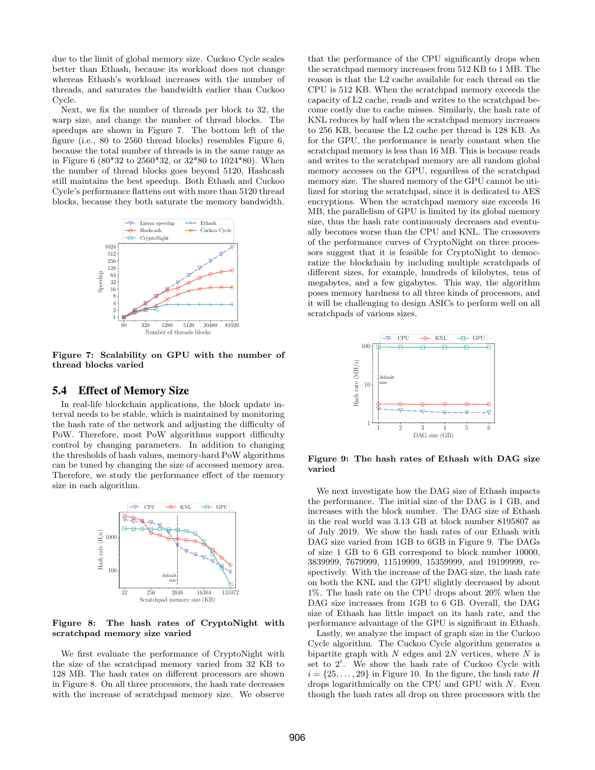due to the limit of global memory size. Cuckoo Cycle scales better than Ethash, because its workload does not change whereas Ethash's workload increases with the number of threads, and saturates the bandwidth earlier than Cuckoo Cycle.

Next, we fix the number of threads per block to 32, the warp size, and change the number of thread blocks. The speedups are shown in Figure 7. The bottom left of the figure (i.e., 80 to 2560 thread blocks) resembles Figure 6, because the total number of threads is in the same range as in Figure 6 (80\*32 to 2560\*32, or 32\*80 to 1024\*80). When the number of thread blocks goes beyond 5120, Hashcash still maintains the best speedup. Both Ethash and Cuckoo Cycle's performance flattens out with more than 5120 thread blocks, because they both saturate the memory bandwidth.

**Figure 7: Scalability on GPU with the number of thread blocks varied**

## 5.4 Effect of Memory Size

In real-life blockchain applications, the block update interval needs to be stable, which is maintained by monitoring the hash rate of the network and adjusting the difficulty of PoW. Therefore, most PoW algorithms support difficulty control by changing parameters. In addition to changing the thresholds of hash values, memory-hard PoW algorithms can be tuned by changing the size of accessed memory area. Therefore, we study the performance effect of the memory size in each algorithm.

**Figure 8: The hash rates of CryptoNight with scratchpad memory size varied**

We first evaluate the performance of CryptoNight with the size of the scratchpad memory varied from 32 KB to 128 MB. The hash rates on different processors are shown in Figure 8. On all three processors, the hash rate decreases with the increase of scratchpad memory size. We observe that the performance of the CPU significantly drops when the scratchpad memory increases from 512 KB to 1 MB. The reason is that the L2 cache available for each thread on the CPU is 512 KB. When the scratchpad memory exceeds the capacity of L2 cache, reads and writes to the scratchpad become costly due to cache misses. Similarly, the hash rate of KNL reduces by half when the scratchpad memory increases to 256 KB, because the L2 cache per thread is 128 KB. As for the GPU, the performance is nearly constant when the scratchpad memory is less than 16 MB. This is because reads and writes to the scratchpad memory are all random global memory accesses on the GPU, regardless of the scratchpad memory size. The shared memory of the GPU cannot be utilized for storing the scratchpad, since it is dedicated to AES encryptions. When the scratchpad memory size exceeds 16 MB, the parallelism of GPU is limited by its global memory size, thus the hash rate continuously decreases and eventually becomes worse than the CPU and KNL. The crossovers of the performance curves of CryptoNight on three processors suggest that it is feasible for CryptoNight to democratize the blockchain by including multiple scratchpads of different sizes, for example, hundreds of kilobytes, tens of megabytes, and a few gigabytes. This way, the algorithm poses memory hardness to all three kinds of processors, and it will be challenging to design ASICs to perform well on all scratchpads of various sizes.

**Figure 9: The hash rates of Ethash with DAG size varied**

We next investigate how the DAG size of Ethash impacts the performance. The initial size of the DAG is 1 GB, and increases with the block number. The DAG size of Ethash in the real world was 3.13 GB at block number 8195807 as of July 2019. We show the hash rates of our Ethash with DAG size varied from 1GB to 6GB in Figure 9. The DAGs of size 1 GB to 6 GB correspond to block number 10000, 3839999, 7679999, 11519999, 15359999, and 19199999, respectively. With the increase of the DAG size, the hash rate on both the KNL and the GPU slightly decreased by about 1%. The hash rate on the CPU drops about 20% when the DAG size increases from 1GB to 6 GB. Overall, the DAG size of Ethash has little impact on its hash rate, and the performance advantage of the GPU is significant in Ethash.

Lastly, we analyze the impact of graph size in the Cuckoo Cycle algorithm. The Cuckoo Cycle algorithm generates a bipartite graph with $N$ edges and $2N$ vertices, where $N$ is set to $2^i$. We show the hash rate of Cuckoo Cycle with $i = \{25, \ldots, 29\}$ in Figure 10. In the figure, the hash rate $H$ drops logarithmically on the CPU and GPU with $N$. Even though the hash rates all drop on three processors with the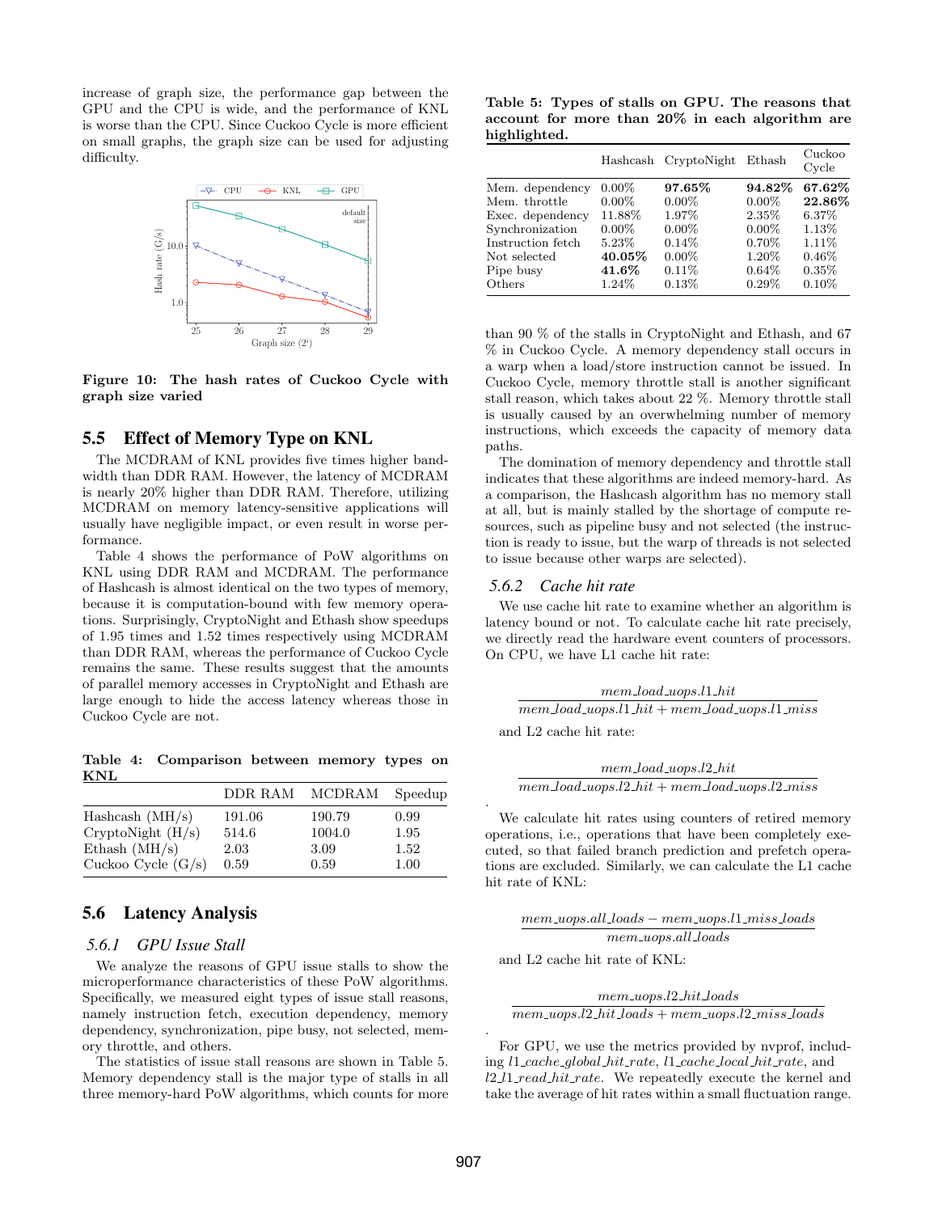increase of graph size, the performance gap between the GPU and the CPU is wide, and the performance of KNL is worse than the CPU. Since Cuckoo Cycle is more efficient on small graphs, the graph size can be used for adjusting difficulty.

**Figure 10: The hash rates of Cuckoo Cycle with graph size varied**

## 5.5 Effect of Memory Type on KNL

The MCDRAM of KNL provides five times higher bandwidth than DDR RAM. However, the latency of MCDRAM is nearly 20% higher than DDR RAM. Therefore, utilizing MCDRAM on memory latency-sensitive applications will usually have negligible impact, or even result in worse performance.

Table 4 shows the performance of PoW algorithms on KNL using DDR RAM and MCDRAM. The performance of Hashcash is almost identical on the two types of memory, because it is computation-bound with few memory operations. Surprisingly, CryptoNight and Ethash show speedups of 1.95 times and 1.52 times respectively using MCDRAM than DDR RAM, whereas the performance of Cuckoo Cycle remains the same. These results suggest that the amounts of parallel memory accesses in CryptoNight and Ethash are large enough to hide the access latency whereas those in Cuckoo Cycle are not.

**Table 4: Comparison between memory types on KNL**

| | DDR RAM | MCDRAM | Speedup |
|---|---|---|---|
| Hashcash (MH/s) | 191.06 | 190.79 | 0.99 |
| CryptoNight (H/s) | 514.6 | 1004.0 | 1.95 |
| Ethash (MH/s) | 2.03 | 3.09 | 1.52 |
| Cuckoo Cycle (G/s) | 0.59 | 0.59 | 1.00 |

## 5.6 Latency Analysis

### 5.6.1 GPU Issue Stall

We analyze the reasons of GPU issue stalls to show the microperformance characteristics of these PoW algorithms. Specifically, we measured eight types of issue stall reasons, namely instruction fetch, execution dependency, memory dependency, synchronization, pipe busy, not selected, memory throttle, and others.

The statistics of issue stall reasons are shown in Table 5. Memory dependency stall is the major type of stalls in all three memory-hard PoW algorithms, which counts for more than 90 % of the stalls in CryptoNight and Ethash, and 67 % in Cuckoo Cycle. A memory dependency stall occurs in a warp when a load/store instruction cannot be issued. In Cuckoo Cycle, memory throttle stall is another significant stall reason, which takes about 22 %. Memory throttle stall is usually caused by an overwhelming number of memory instructions, which exceeds the capacity of memory data paths.

**Table 5: Types of stalls on GPU. The reasons that account for more than 20% in each algorithm are highlighted.**

| | Hashcash | CryptoNight | Ethash | Cuckoo Cycle |
|---|---|---|---|---|
| Mem. dependency | 0.00% | **97.65%** | **94.82%** | **67.62%** |
| Mem. throttle | 0.00% | 0.00% | 0.00% | **22.86%** |
| Exec. dependency | 11.88% | 1.97% | 2.35% | 6.37% |
| Synchronization | 0.00% | 0.00% | 0.00% | 1.13% |
| Instruction fetch | 5.23% | 0.14% | 0.70% | 1.11% |
| Not selected | **40.05%** | 0.00% | 1.20% | 0.46% |
| Pipe busy | **41.6%** | 0.11% | 0.64% | 0.35% |
| Others | 1.24% | 0.13% | 0.29% | 0.10% |

The domination of memory dependency and throttle stall indicates that these algorithms are indeed memory-hard. As a comparison, the Hashcash algorithm has no memory stall at all, but is mainly stalled by the shortage of compute resources, such as pipeline busy and not selected (the instruction is ready to issue, but the warp of threads is not selected to issue because other warps are selected).

### 5.6.2 Cache hit rate

We use cache hit rate to examine whether an algorithm is latency bound or not. To calculate cache hit rate precisely, we directly read the hardware event counters of processors. On CPU, we have L1 cache hit rate:

$$\frac{mem\_load\_uops.l1\_hit}{mem\_load\_uops.l1\_hit + mem\_load\_uops.l1\_miss}$$

and L2 cache hit rate:

$$\frac{mem\_load\_uops.l2\_hit}{mem\_load\_uops.l2\_hit + mem\_load\_uops.l2\_miss}$$

We calculate hit rates using counters of retired memory operations, i.e., operations that have been completely executed, so that failed branch prediction and prefetch operations are excluded. Similarly, we can calculate the L1 cache hit rate of KNL:

$$\frac{mem\_uops.all\_loads - mem\_uops.l1\_miss\_loads}{mem\_uops.all\_loads}$$

and L2 cache hit rate of KNL:

$$\frac{mem\_uops.l2\_hit\_loads}{mem\_uops.l2\_hit\_loads + mem\_uops.l2\_miss\_loads}$$

For GPU, we use the metrics provided by nvprof, including *l1_cache_global_hit_rate*, *l1_cache_local_hit_rate*, and *l2_l1_read_hit_rate*. We repeatedly execute the kernel and take the average of hit rates within a small fluctuation range.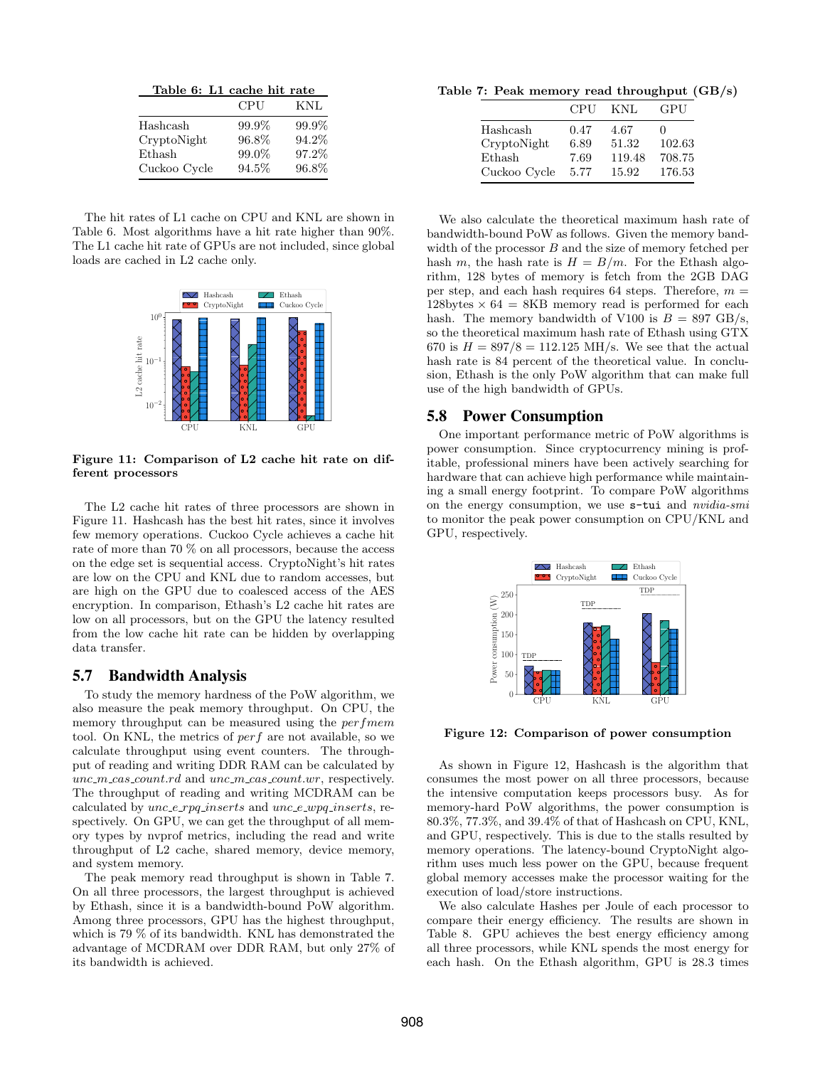**Table 6: L1 cache hit rate**

| | CPU | KNL |
|---|---|---|
| Hashcash | 99.9% | 99.9% |
| CryptoNight | 96.8% | 94.2% |
| Ethash | 99.0% | 97.2% |
| Cuckoo Cycle | 94.5% | 96.8% |

The hit rates of L1 cache on CPU and KNL are shown in Table 6. Most algorithms have a hit rate higher than 90%. The L1 cache hit rate of GPUs are not included, since global loads are cached in L2 cache only.

**Figure 11: Comparison of L2 cache hit rate on different processors**

The L2 cache hit rates of three processors are shown in Figure 11. Hashcash has the best hit rates, since it involves few memory operations. Cuckoo Cycle achieves a cache hit rate of more than 70 % on all processors, because the access on the edge set is sequential access. CryptoNight's hit rates are low on the CPU and KNL due to random accesses, but are high on the GPU due to coalesced access of the AES encryption. In comparison, Ethash's L2 cache hit rates are low on all processors, but on the GPU the latency resulted from the low cache hit rate can be hidden by overlapping data transfer.

## 5.7 Bandwidth Analysis

To study the memory hardness of the PoW algorithm, we also measure the peak memory throughput. On CPU, the memory throughput can be measured using the *perfmem* tool. On KNL, the metrics of *perf* are not available, so we calculate throughput using event counters. The throughput of reading and writing DDR RAM can be calculated by *unc_m_cas_count.rd* and *unc_m_cas_count.wr*, respectively. The throughput of reading and writing MCDRAM can be calculated by *unc_e_rpq_inserts* and *unc_e_wpq_inserts*, respectively. On GPU, we can get the throughput of all memory types by nvprof metrics, including the read and write throughput of L2 cache, shared memory, device memory, and system memory.

The peak memory read throughput is shown in Table 7. On all three processors, the largest throughput is achieved by Ethash, since it is a bandwidth-bound PoW algorithm. Among three processors, GPU has the highest throughput, which is 79 % of its bandwidth. KNL has demonstrated the advantage of MCDRAM over DDR RAM, but only 27% of its bandwidth is achieved.

**Table 7: Peak memory read throughput (GB/s)**

| | CPU | KNL | GPU |
|---|---|---|---|
| Hashcash | 0.47 | 4.67 | 0 |
| CryptoNight | 6.89 | 51.32 | 102.63 |
| Ethash | 7.69 | 119.48 | 708.75 |
| Cuckoo Cycle | 5.77 | 15.92 | 176.53 |

We also calculate the theoretical maximum hash rate of bandwidth-bound PoW as follows. Given the memory bandwidth of the processor $B$ and the size of memory fetched per hash $m$, the hash rate is $H = B/m$. For the Ethash algorithm, 128 bytes of memory is fetch from the 2GB DAG per step, and each hash requires 64 steps. Therefore, $m = 128\text{bytes} \times 64 = 8\text{KB}$ memory read is performed for each hash. The memory bandwidth of V100 is $B = 897$ GB/s, so the theoretical maximum hash rate of Ethash using GTX 670 is $H = 897/8 = 112.125$ MH/s. We see that the actual hash rate is 84 percent of the theoretical value. In conclusion, Ethash is the only PoW algorithm that can make full use of the high bandwidth of GPUs.

## 5.8 Power Consumption

One important performance metric of PoW algorithms is power consumption. Since cryptocurrency mining is profitable, professional miners have been actively searching for hardware that can achieve high performance while maintaining a small energy footprint. To compare PoW algorithms on the energy consumption, we use `s-tui` and *nvidia-smi* to monitor the peak power consumption on CPU/KNL and GPU, respectively.

**Figure 12: Comparison of power consumption**

As shown in Figure 12, Hashcash is the algorithm that consumes the most power on all three processors, because the intensive computation keeps processors busy. As for memory-hard PoW algorithms, the power consumption is 80.3%, 77.3%, and 39.4% of that of Hashcash on CPU, KNL, and GPU, respectively. This is due to the stalls resulted by memory operations. The latency-bound CryptoNight algorithm uses much less power on the GPU, because frequent global memory accesses make the processor waiting for the execution of load/store instructions.

We also calculate Hashes per Joule of each processor to compare their energy efficiency. The results are shown in Table 8. GPU achieves the best energy efficiency among all three processors, while KNL spends the most energy for each hash. On the Ethash algorithm, GPU is 28.3 times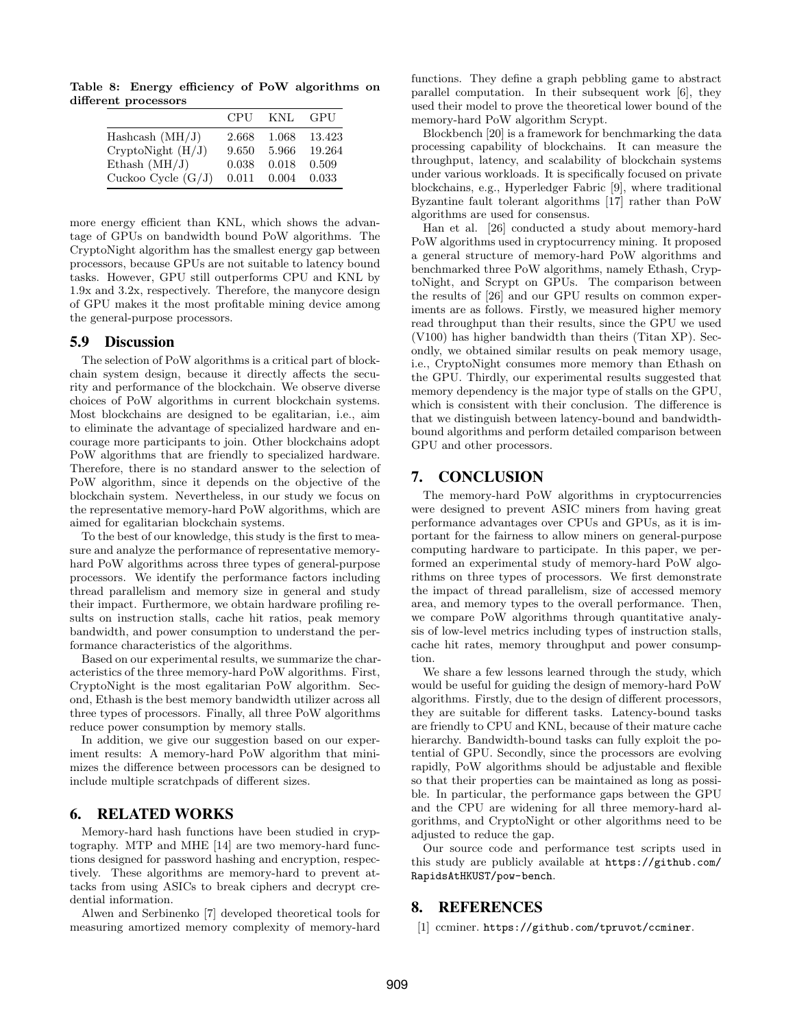**Table 8: Energy efficiency of PoW algorithms on different processors**

| | CPU | KNL | GPU |
|---|---|---|---|
| Hashcash (MH/J) | 2.668 | 1.068 | 13.423 |
| CryptoNight (H/J) | 9.650 | 5.966 | 19.264 |
| Ethash (MH/J) | 0.038 | 0.018 | 0.509 |
| Cuckoo Cycle (G/J) | 0.011 | 0.004 | 0.033 |

more energy efficient than KNL, which shows the advantage of GPUs on bandwidth bound PoW algorithms. The CryptoNight algorithm has the smallest energy gap between processors, because GPUs are not suitable to latency bound tasks. However, GPU still outperforms CPU and KNL by 1.9x and 3.2x, respectively. Therefore, the manycore design of GPU makes it the most profitable mining device among the general-purpose processors.

## 5.9 Discussion

The selection of PoW algorithms is a critical part of blockchain system design, because it directly affects the security and performance of the blockchain. We observe diverse choices of PoW algorithms in current blockchain systems. Most blockchains are designed to be egalitarian, i.e., aim to eliminate the advantage of specialized hardware and encourage more participants to join. Other blockchains adopt PoW algorithms that are friendly to specialized hardware. Therefore, there is no standard answer to the selection of PoW algorithm, since it depends on the objective of the blockchain system. Nevertheless, in our study we focus on the representative memory-hard PoW algorithms, which are aimed for egalitarian blockchain systems.

To the best of our knowledge, this study is the first to measure and analyze the performance of representative memory-hard PoW algorithms across three types of general-purpose processors. We identify the performance factors including thread parallelism and memory size in general and study their impact. Furthermore, we obtain hardware profiling results on instruction stalls, cache hit ratios, peak memory bandwidth, and power consumption to understand the performance characteristics of the algorithms.

Based on our experimental results, we summarize the characteristics of the three memory-hard PoW algorithms. First, CryptoNight is the most egalitarian PoW algorithm. Second, Ethash is the best memory bandwidth utilizer across all three types of processors. Finally, all three PoW algorithms reduce power consumption by memory stalls.

In addition, we give our suggestion based on our experiment results: A memory-hard PoW algorithm that minimizes the difference between processors can be designed to include multiple scratchpads of different sizes.

# 6. RELATED WORKS

Memory-hard hash functions have been studied in cryptography. MTP and MHE [14] are two memory-hard functions designed for password hashing and encryption, respectively. These algorithms are memory-hard to prevent attacks from using ASICs to break ciphers and decrypt credential information.

Alwen and Serbinenko [7] developed theoretical tools for measuring amortized memory complexity of memory-hard functions. They define a graph pebbling game to abstract parallel computation. In their subsequent work [6], they used their model to prove the theoretical lower bound of the memory-hard PoW algorithm Scrypt.

Blockbench [20] is a framework for benchmarking the data processing capability of blockchains. It can measure the throughput, latency, and scalability of blockchain systems under various workloads. It is specifically focused on private blockchains, e.g., Hyperledger Fabric [9], where traditional Byzantine fault tolerant algorithms [17] rather than PoW algorithms are used for consensus.

Han et al. [26] conducted a study about memory-hard PoW algorithms used in cryptocurrency mining. It proposed a general structure of memory-hard PoW algorithms and benchmarked three PoW algorithms, namely Ethash, CryptoNight, and Scrypt on GPUs. The comparison between the results of [26] and our GPU results on common experiments are as follows. Firstly, we measured higher memory read throughput than their results, since the GPU we used (V100) has higher bandwidth than theirs (Titan XP). Secondly, we obtained similar results on peak memory usage, i.e., CryptoNight consumes more memory than Ethash on the GPU. Thirdly, our experimental results suggested that memory dependency is the major type of stalls on the GPU, which is consistent with their conclusion. The difference is that we distinguish between latency-bound and bandwidth-bound algorithms and perform detailed comparison between GPU and other processors.

# 7. CONCLUSION

The memory-hard PoW algorithms in cryptocurrencies were designed to prevent ASIC miners from having great performance advantages over CPUs and GPUs, as it is important for the fairness to allow miners on general-purpose computing hardware to participate. In this paper, we performed an experimental study of memory-hard PoW algorithms on three types of processors. We first demonstrate the impact of thread parallelism, size of accessed memory area, and memory types to the overall performance. Then, we compare PoW algorithms through quantitative analysis of low-level metrics including types of instruction stalls, cache hit rates, memory throughput and power consumption.

We share a few lessons learned through the study, which would be useful for guiding the design of memory-hard PoW algorithms. Firstly, due to the design of different processors, they are suitable for different tasks. Latency-bound tasks are friendly to CPU and KNL, because of their mature cache hierarchy. Bandwidth-bound tasks can fully exploit the potential of GPU. Secondly, since the processors are evolving rapidly, PoW algorithms should be adjustable and flexible so that their properties can be maintained as long as possible. In particular, the performance gaps between the GPU and the CPU are widening for all three memory-hard algorithms, and CryptoNight or other algorithms need to be adjusted to reduce the gap.

Our source code and performance test scripts used in this study are publicly available at https://github.com/RapidsAtHKUST/pow-bench.

# 8. REFERENCES

[1] ccminer. https://github.com/tpruvot/ccminer.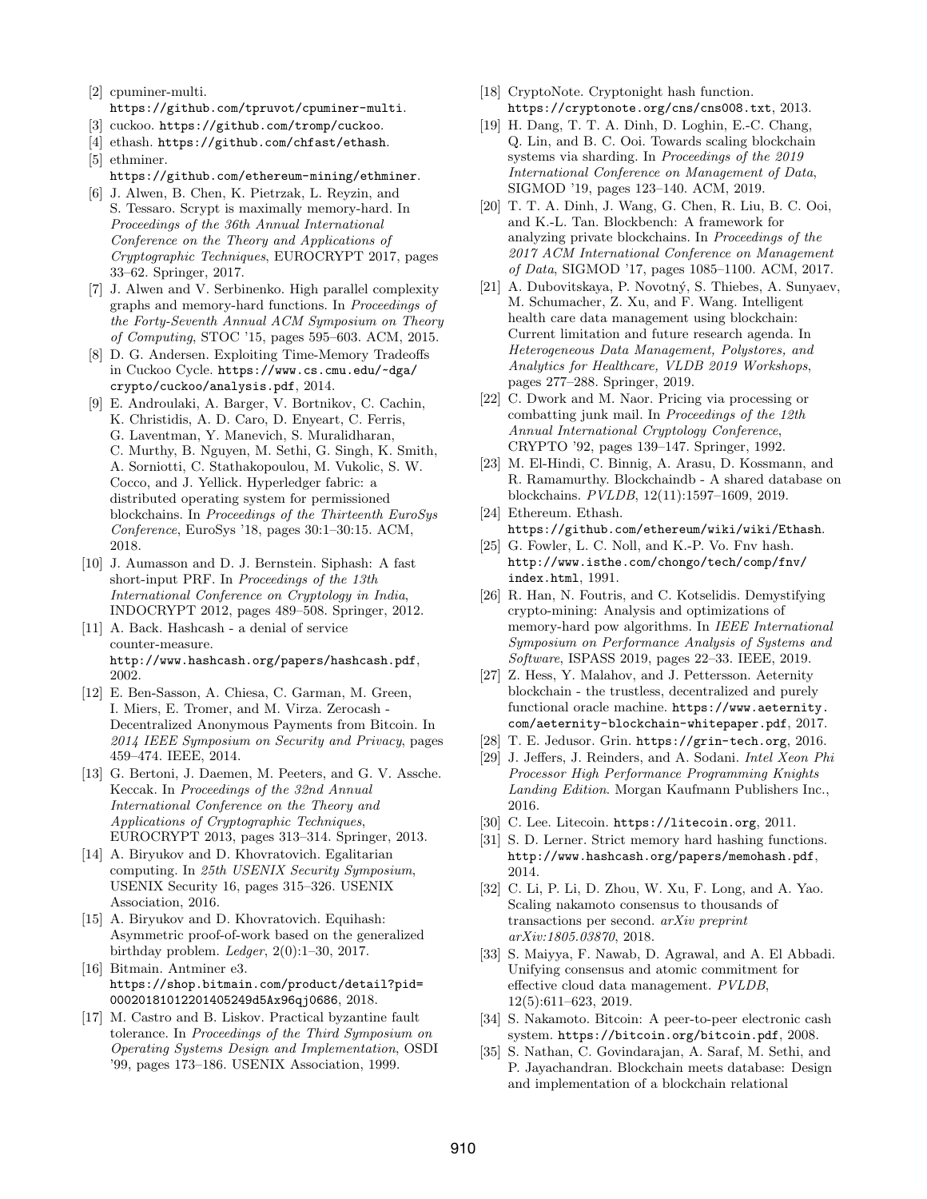[2] cpuminer-multi. https://github.com/tpruvot/cpuminer-multi.

[3] cuckoo. https://github.com/tromp/cuckoo.

[4] ethash. https://github.com/chfast/ethash.

[5] ethminer. https://github.com/ethereum-mining/ethminer.

[6] J. Alwen, B. Chen, K. Pietrzak, L. Reyzin, and S. Tessaro. Scrypt is maximally memory-hard. In *Proceedings of the 36th Annual International Conference on the Theory and Applications of Cryptographic Techniques*, EUROCRYPT 2017, pages 33–62. Springer, 2017.

[7] J. Alwen and V. Serbinenko. High parallel complexity graphs and memory-hard functions. In *Proceedings of the Forty-Seventh Annual ACM Symposium on Theory of Computing*, STOC '15, pages 595–603. ACM, 2015.

[8] D. G. Andersen. Exploiting Time-Memory Tradeoffs in Cuckoo Cycle. https://www.cs.cmu.edu/~dga/crypto/cuckoo/analysis.pdf, 2014.

[9] E. Androulaki, A. Barger, V. Bortnikov, C. Cachin, K. Christidis, A. D. Caro, D. Enyeart, C. Ferris, G. Laventman, Y. Manevich, S. Muralidharan, C. Murthy, B. Nguyen, M. Sethi, G. Singh, K. Smith, A. Sorniotti, C. Stathakopoulou, M. Vukolic, S. W. Cocco, and J. Yellick. Hyperledger fabric: a distributed operating system for permissioned blockchains. In *Proceedings of the Thirteenth EuroSys Conference*, EuroSys '18, pages 30:1–30:15. ACM, 2018.

[10] J. Aumasson and D. J. Bernstein. Siphash: A fast short-input PRF. In *Proceedings of the 13th International Conference on Cryptology in India*, INDOCRYPT 2012, pages 489–508. Springer, 2012.

[11] A. Back. Hashcash - a denial of service counter-measure. http://www.hashcash.org/papers/hashcash.pdf, 2002.

[12] E. Ben-Sasson, A. Chiesa, C. Garman, M. Green, I. Miers, E. Tromer, and M. Virza. Zerocash - Decentralized Anonymous Payments from Bitcoin. In *2014 IEEE Symposium on Security and Privacy*, pages 459–474. IEEE, 2014.

[13] G. Bertoni, J. Daemen, M. Peeters, and G. V. Assche. Keccak. In *Proceedings of the 32nd Annual International Conference on the Theory and Applications of Cryptographic Techniques*, EUROCRYPT 2013, pages 313–314. Springer, 2013.

[14] A. Biryukov and D. Khovratovich. Egalitarian computing. In *25th USENIX Security Symposium*, USENIX Security 16, pages 315–326. USENIX Association, 2016.

[15] A. Biryukov and D. Khovratovich. Equihash: Asymmetric proof-of-work based on the generalized birthday problem. *Ledger*, 2(0):1–30, 2017.

[16] Bitmain. Antminer e3. https://shop.bitmain.com/product/detail?pid=00020181012201405249d5Ax96qj0686, 2018.

[17] M. Castro and B. Liskov. Practical byzantine fault tolerance. In *Proceedings of the Third Symposium on Operating Systems Design and Implementation*, OSDI '99, pages 173–186. USENIX Association, 1999.

[18] CryptoNote. Cryptonight hash function. https://cryptonote.org/cns/cns008.txt, 2013.

[19] H. Dang, T. T. A. Dinh, D. Loghin, E.-C. Chang, Q. Lin, and B. C. Ooi. Towards scaling blockchain systems via sharding. In *Proceedings of the 2019 International Conference on Management of Data*, SIGMOD '19, pages 123–140. ACM, 2019.

[20] T. T. A. Dinh, J. Wang, G. Chen, R. Liu, B. C. Ooi, and K.-L. Tan. Blockbench: A framework for analyzing private blockchains. In *Proceedings of the 2017 ACM International Conference on Management of Data*, SIGMOD '17, pages 1085–1100. ACM, 2017.

[21] A. Dubovitskaya, P. Novotný, S. Thiebes, A. Sunyaev, M. Schumacher, Z. Xu, and F. Wang. Intelligent health care data management using blockchain: Current limitation and future research agenda. In *Heterogeneous Data Management, Polystores, and Analytics for Healthcare, VLDB 2019 Workshops*, pages 277–288. Springer, 2019.

[22] C. Dwork and M. Naor. Pricing via processing or combatting junk mail. In *Proceedings of the 12th Annual International Cryptology Conference*, CRYPTO '92, pages 139–147. Springer, 1992.

[23] M. El-Hindi, C. Binnig, A. Arasu, D. Kossmann, and R. Ramamurthy. Blockchaindb - A shared database on blockchains. *PVLDB*, 12(11):1597–1609, 2019.

[24] Ethereum. Ethash. https://github.com/ethereum/wiki/wiki/Ethash.

[25] G. Fowler, L. C. Noll, and K.-P. Vo. Fnv hash. http://www.isthe.com/chongo/tech/comp/fnv/index.html, 1991.

[26] R. Han, N. Foutris, and C. Kotselidis. Demystifying crypto-mining: Analysis and optimizations of memory-hard pow algorithms. In *IEEE International Symposium on Performance Analysis of Systems and Software*, ISPASS 2019, pages 22–33. IEEE, 2019.

[27] Z. Hess, Y. Malahov, and J. Pettersson. Aeternity blockchain - the trustless, decentralized and purely functional oracle machine. https://www.aeternity.com/aeternity-blockchain-whitepaper.pdf, 2017.

[28] T. E. Jedusor. Grin. https://grin-tech.org, 2016.

[29] J. Jeffers, J. Reinders, and A. Sodani. *Intel Xeon Phi Processor High Performance Programming Knights Landing Edition*. Morgan Kaufmann Publishers Inc., 2016.

[30] C. Lee. Litecoin. https://litecoin.org, 2011.

[31] S. D. Lerner. Strict memory hard hashing functions. http://www.hashcash.org/papers/memohash.pdf, 2014.

[32] C. Li, P. Li, D. Zhou, W. Xu, F. Long, and A. Yao. Scaling nakamoto consensus to thousands of transactions per second. *arXiv preprint arXiv:1805.03870*, 2018.

[33] S. Maiyya, F. Nawab, D. Agrawal, and A. El Abbadi. Unifying consensus and atomic commitment for effective cloud data management. *PVLDB*, 12(5):611–623, 2019.

[34] S. Nakamoto. Bitcoin: A peer-to-peer electronic cash system. https://bitcoin.org/bitcoin.pdf, 2008.

[35] S. Nathan, C. Govindarajan, A. Saraf, M. Sethi, and P. Jayachandran. Blockchain meets database: Design and implementation of a blockchain relational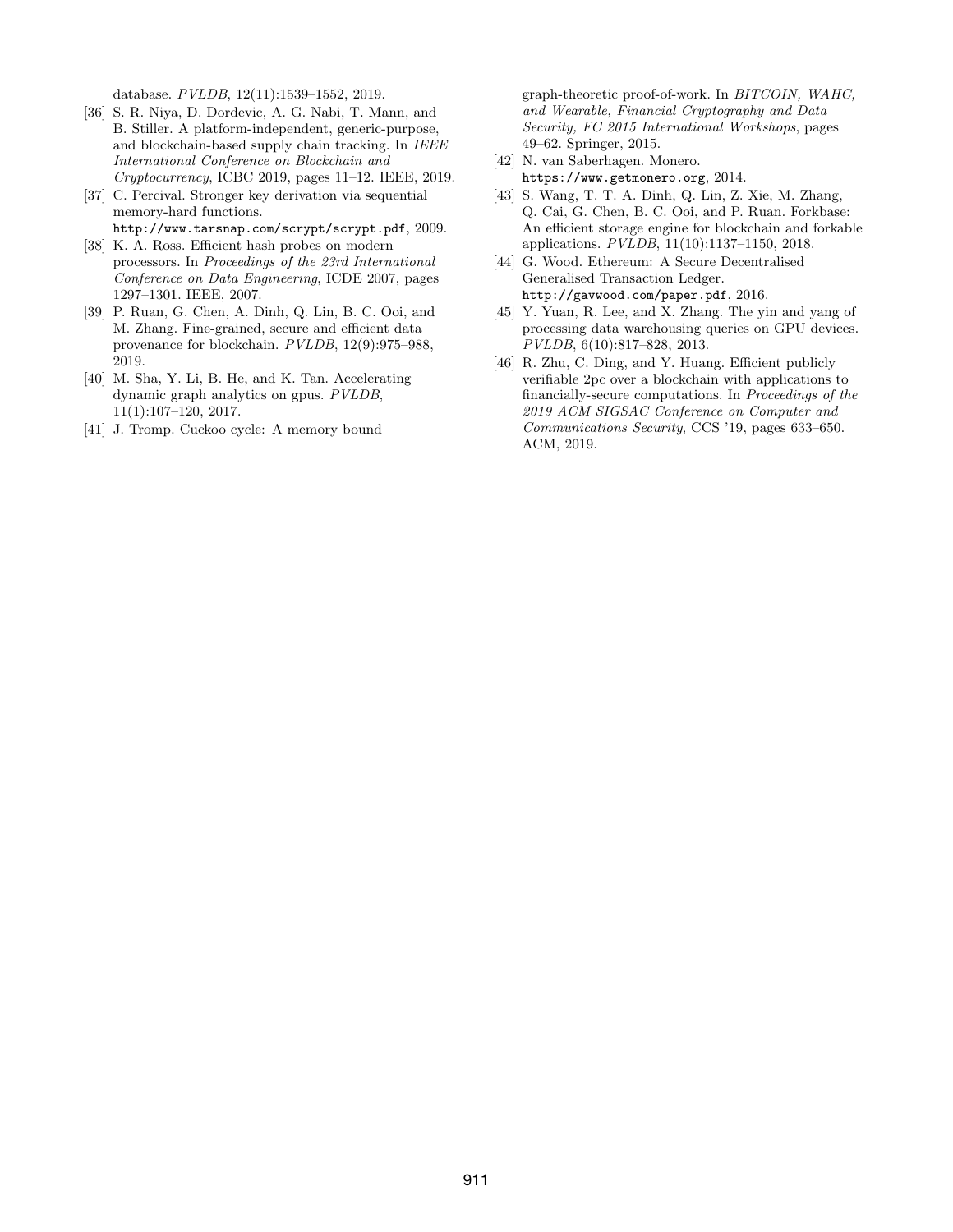database. *PVLDB*, 12(11):1539–1552, 2019.

[36] S. R. Niya, D. Dordevic, A. G. Nabi, T. Mann, and B. Stiller. A platform-independent, generic-purpose, and blockchain-based supply chain tracking. In *IEEE International Conference on Blockchain and Cryptocurrency*, ICBC 2019, pages 11–12. IEEE, 2019.

[37] C. Percival. Stronger key derivation via sequential memory-hard functions. `http://www.tarsnap.com/scrypt/scrypt.pdf`, 2009.

[38] K. A. Ross. Efficient hash probes on modern processors. In *Proceedings of the 23rd International Conference on Data Engineering*, ICDE 2007, pages 1297–1301. IEEE, 2007.

[39] P. Ruan, G. Chen, A. Dinh, Q. Lin, B. C. Ooi, and M. Zhang. Fine-grained, secure and efficient data provenance for blockchain. *PVLDB*, 12(9):975–988, 2019.

[40] M. Sha, Y. Li, B. He, and K. Tan. Accelerating dynamic graph analytics on gpus. *PVLDB*, 11(1):107–120, 2017.

[41] J. Tromp. Cuckoo cycle: A memory bound graph-theoretic proof-of-work. In *BITCOIN, WAHC, and Wearable, Financial Cryptography and Data Security, FC 2015 International Workshops*, pages 49–62. Springer, 2015.

[42] N. van Saberhagen. Monero. `https://www.getmonero.org`, 2014.

[43] S. Wang, T. T. A. Dinh, Q. Lin, Z. Xie, M. Zhang, Q. Cai, G. Chen, B. C. Ooi, and P. Ruan. Forkbase: An efficient storage engine for blockchain and forkable applications. *PVLDB*, 11(10):1137–1150, 2018.

[44] G. Wood. Ethereum: A Secure Decentralised Generalised Transaction Ledger. `http://gavwood.com/paper.pdf`, 2016.

[45] Y. Yuan, R. Lee, and X. Zhang. The yin and yang of processing data warehousing queries on GPU devices. *PVLDB*, 6(10):817–828, 2013.

[46] R. Zhu, C. Ding, and Y. Huang. Efficient publicly verifiable 2pc over a blockchain with applications to financially-secure computations. In *Proceedings of the 2019 ACM SIGSAC Conference on Computer and Communications Security*, CCS '19, pages 633–650. ACM, 2019.